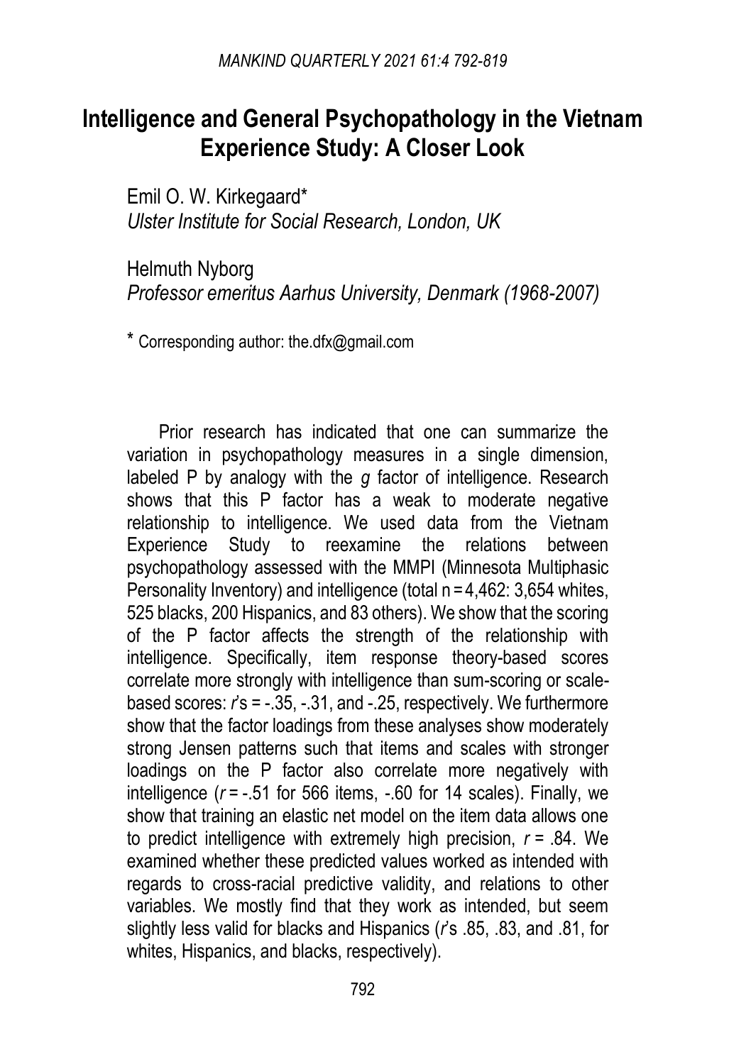# Intelligence and General Psychopathology in the Vietnam Experience Study: A Closer Look

Emil O. W. Kirkegaard*
*Ulster Institute for Social Research, London, UK*

Helmuth Nyborg
*Professor emeritus Aarhus University, Denmark (1968-2007)*

* Corresponding author: the.dfx@gmail.com

Prior research has indicated that one can summarize the variation in psychopathology measures in a single dimension, labeled P by analogy with the *g* factor of intelligence. Research shows that this P factor has a weak to moderate negative relationship to intelligence. We used data from the Vietnam Experience Study to reexamine the relations between psychopathology assessed with the MMPI (Minnesota Multiphasic Personality Inventory) and intelligence (total n = 4,462: 3,654 whites, 525 blacks, 200 Hispanics, and 83 others). We show that the scoring of the P factor affects the strength of the relationship with intelligence. Specifically, item response theory-based scores correlate more strongly with intelligence than sum-scoring or scale-based scores: *r*'s = -.35, -.31, and -.25, respectively. We furthermore show that the factor loadings from these analyses show moderately strong Jensen patterns such that items and scales with stronger loadings on the P factor also correlate more negatively with intelligence (*r* = -.51 for 566 items, -.60 for 14 scales). Finally, we show that training an elastic net model on the item data allows one to predict intelligence with extremely high precision, *r* = .84. We examined whether these predicted values worked as intended with regards to cross-racial predictive validity, and relations to other variables. We mostly find that they work as intended, but seem slightly less valid for blacks and Hispanics (*r*'s .85, .83, and .81, for whites, Hispanics, and blacks, respectively).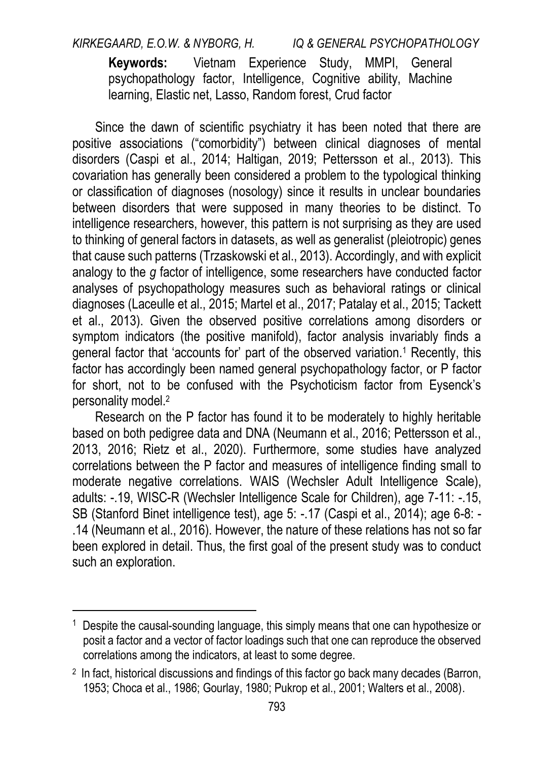**Keywords:** Vietnam Experience Study, MMPI, General psychopathology factor, Intelligence, Cognitive ability, Machine learning, Elastic net, Lasso, Random forest, Crud factor

Since the dawn of scientific psychiatry it has been noted that there are positive associations ("comorbidity") between clinical diagnoses of mental disorders (Caspi et al., 2014; Haltigan, 2019; Pettersson et al., 2013). This covariation has generally been considered a problem to the typological thinking or classification of diagnoses (nosology) since it results in unclear boundaries between disorders that were supposed in many theories to be distinct. To intelligence researchers, however, this pattern is not surprising as they are used to thinking of general factors in datasets, as well as generalist (pleiotropic) genes that cause such patterns (Trzaskowski et al., 2013). Accordingly, and with explicit analogy to the *g* factor of intelligence, some researchers have conducted factor analyses of psychopathology measures such as behavioral ratings or clinical diagnoses (Laceulle et al., 2015; Martel et al., 2017; Patalay et al., 2015; Tackett et al., 2013). Given the observed positive correlations among disorders or symptom indicators (the positive manifold), factor analysis invariably finds a general factor that 'accounts for' part of the observed variation.[1] Recently, this factor has accordingly been named general psychopathology factor, or P factor for short, not to be confused with the Psychoticism factor from Eysenck's personality model.[2]

Research on the P factor has found it to be moderately to highly heritable based on both pedigree data and DNA (Neumann et al., 2016; Pettersson et al., 2013, 2016; Rietz et al., 2020). Furthermore, some studies have analyzed correlations between the P factor and measures of intelligence finding small to moderate negative correlations. WAIS (Wechsler Adult Intelligence Scale), adults: -.19, WISC-R (Wechsler Intelligence Scale for Children), age 7-11: -.15, SB (Stanford Binet intelligence test), age 5: -.17 (Caspi et al., 2014); age 6-8: -.14 (Neumann et al., 2016). However, the nature of these relations has not so far been explored in detail. Thus, the first goal of the present study was to conduct such an exploration.

---

[1] Despite the causal-sounding language, this simply means that one can hypothesize or posit a factor and a vector of factor loadings such that one can reproduce the observed correlations among the indicators, at least to some degree.

[2] In fact, historical discussions and findings of this factor go back many decades (Barron, 1953; Choca et al., 1986; Gourlay, 1980; Pukrop et al., 2001; Walters et al., 2008).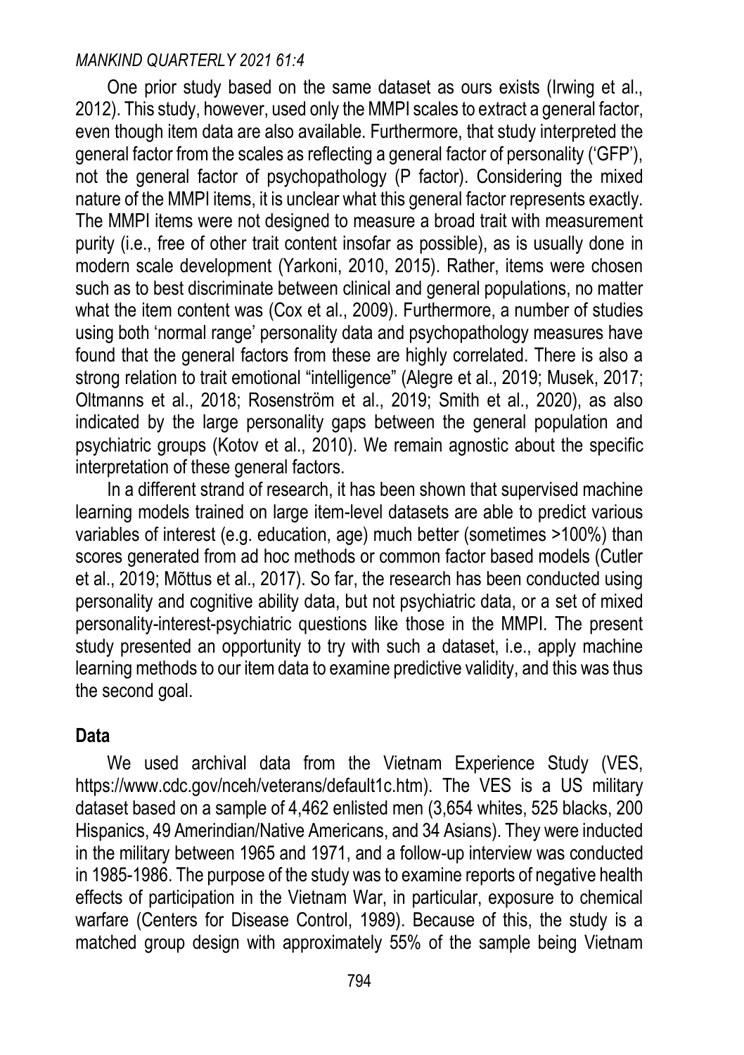One prior study based on the same dataset as ours exists (Irwing et al., 2012). This study, however, used only the MMPI scales to extract a general factor, even though item data are also available. Furthermore, that study interpreted the general factor from the scales as reflecting a general factor of personality ('GFP'), not the general factor of psychopathology (P factor). Considering the mixed nature of the MMPI items, it is unclear what this general factor represents exactly. The MMPI items were not designed to measure a broad trait with measurement purity (i.e., free of other trait content insofar as possible), as is usually done in modern scale development (Yarkoni, 2010, 2015). Rather, items were chosen such as to best discriminate between clinical and general populations, no matter what the item content was (Cox et al., 2009). Furthermore, a number of studies using both 'normal range' personality data and psychopathology measures have found that the general factors from these are highly correlated. There is also a strong relation to trait emotional "intelligence" (Alegre et al., 2019; Musek, 2017; Oltmanns et al., 2018; Rosenström et al., 2019; Smith et al., 2020), as also indicated by the large personality gaps between the general population and psychiatric groups (Kotov et al., 2010). We remain agnostic about the specific interpretation of these general factors.

In a different strand of research, it has been shown that supervised machine learning models trained on large item-level datasets are able to predict various variables of interest (e.g. education, age) much better (sometimes >100%) than scores generated from ad hoc methods or common factor based models (Cutler et al., 2019; Mõttus et al., 2017). So far, the research has been conducted using personality and cognitive ability data, but not psychiatric data, or a set of mixed personality-interest-psychiatric questions like those in the MMPI. The present study presented an opportunity to try with such a dataset, i.e., apply machine learning methods to our item data to examine predictive validity, and this was thus the second goal.

## Data

We used archival data from the Vietnam Experience Study (VES, https://www.cdc.gov/nceh/veterans/default1c.htm). The VES is a US military dataset based on a sample of 4,462 enlisted men (3,654 whites, 525 blacks, 200 Hispanics, 49 Amerindian/Native Americans, and 34 Asians). They were inducted in the military between 1965 and 1971, and a follow-up interview was conducted in 1985-1986. The purpose of the study was to examine reports of negative health effects of participation in the Vietnam War, in particular, exposure to chemical warfare (Centers for Disease Control, 1989). Because of this, the study is a matched group design with approximately 55% of the sample being Vietnam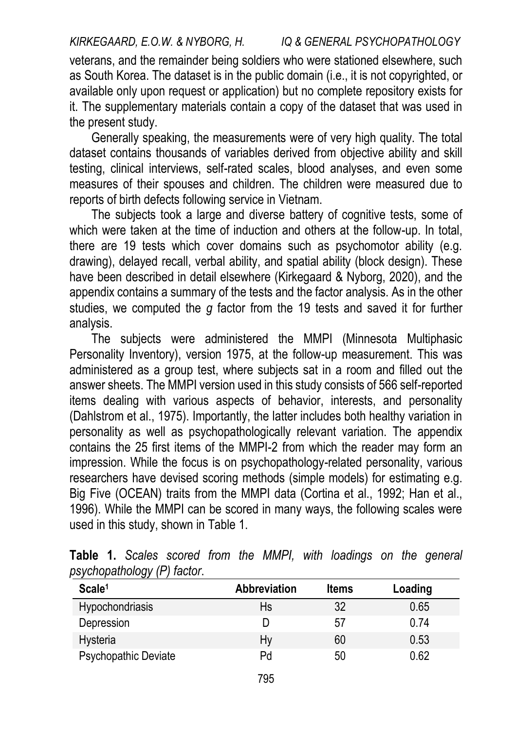veterans, and the remainder being soldiers who were stationed elsewhere, such as South Korea. The dataset is in the public domain (i.e., it is not copyrighted, or available only upon request or application) but no complete repository exists for it. The supplementary materials contain a copy of the dataset that was used in the present study.

Generally speaking, the measurements were of very high quality. The total dataset contains thousands of variables derived from objective ability and skill testing, clinical interviews, self-rated scales, blood analyses, and even some measures of their spouses and children. The children were measured due to reports of birth defects following service in Vietnam.

The subjects took a large and diverse battery of cognitive tests, some of which were taken at the time of induction and others at the follow-up. In total, there are 19 tests which cover domains such as psychomotor ability (e.g. drawing), delayed recall, verbal ability, and spatial ability (block design). These have been described in detail elsewhere (Kirkegaard & Nyborg, 2020), and the appendix contains a summary of the tests and the factor analysis. As in the other studies, we computed the *g* factor from the 19 tests and saved it for further analysis.

The subjects were administered the MMPI (Minnesota Multiphasic Personality Inventory), version 1975, at the follow-up measurement. This was administered as a group test, where subjects sat in a room and filled out the answer sheets. The MMPI version used in this study consists of 566 self-reported items dealing with various aspects of behavior, interests, and personality (Dahlstrom et al., 1975). Importantly, the latter includes both healthy variation in personality as well as psychopathologically relevant variation. The appendix contains the 25 first items of the MMPI-2 from which the reader may form an impression. While the focus is on psychopathology-related personality, various researchers have devised scoring methods (simple models) for estimating e.g. Big Five (OCEAN) traits from the MMPI data (Cortina et al., 1992; Han et al., 1996). While the MMPI can be scored in many ways, the following scales were used in this study, shown in Table 1.

**Table 1.** *Scales scored from the MMPI, with loadings on the general psychopathology (P) factor.*

| Scale[1] | Abbreviation | Items | Loading |
|---|---|---|---|
| Hypochondriasis | Hs | 32 | 0.65 |
| Depression | D | 57 | 0.74 |
| Hysteria | Hy | 60 | 0.53 |
| Psychopathic Deviate | Pd | 50 | 0.62 |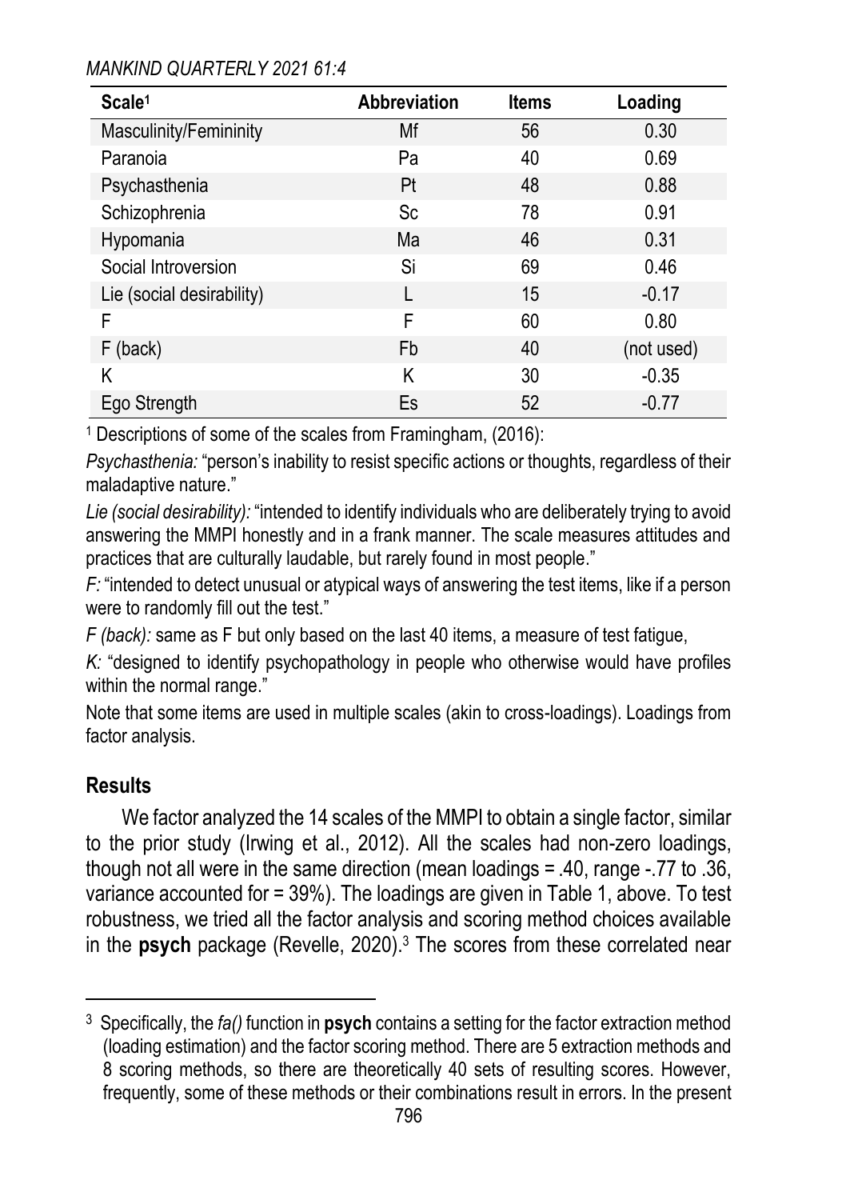| Scale[1] | Abbreviation | Items | Loading |
|---|---|---|---|
| Masculinity/Femininity | Mf | 56 | 0.30 |
| Paranoia | Pa | 40 | 0.69 |
| Psychasthenia | Pt | 48 | 0.88 |
| Schizophrenia | Sc | 78 | 0.91 |
| Hypomania | Ma | 46 | 0.31 |
| Social Introversion | Si | 69 | 0.46 |
| Lie (social desirability) | L | 15 | -0.17 |
| F | F | 60 | 0.80 |
| F (back) | Fb | 40 | (not used) |
| K | K | 30 | -0.35 |
| Ego Strength | Es | 52 | -0.77 |

[1] Descriptions of some of the scales from Framingham, (2016):

*Psychasthenia:* "person's inability to resist specific actions or thoughts, regardless of their maladaptive nature."

*Lie (social desirability):* "intended to identify individuals who are deliberately trying to avoid answering the MMPI honestly and in a frank manner. The scale measures attitudes and practices that are culturally laudable, but rarely found in most people."

*F:* "intended to detect unusual or atypical ways of answering the test items, like if a person were to randomly fill out the test."

*F (back):* same as F but only based on the last 40 items, a measure of test fatigue,

*K:* "designed to identify psychopathology in people who otherwise would have profiles within the normal range."

Note that some items are used in multiple scales (akin to cross-loadings). Loadings from factor analysis.

## Results

We factor analyzed the 14 scales of the MMPI to obtain a single factor, similar to the prior study (Irwing et al., 2012). All the scales had non-zero loadings, though not all were in the same direction (mean loadings = .40, range -.77 to .36, variance accounted for = 39%). The loadings are given in Table 1, above. To test robustness, we tried all the factor analysis and scoring method choices available in the **psych** package (Revelle, 2020).[3] The scores from these correlated near

[3] Specifically, the *fa()* function in **psych** contains a setting for the factor extraction method (loading estimation) and the factor scoring method. There are 5 extraction methods and 8 scoring methods, so there are theoretically 40 sets of resulting scores. However, frequently, some of these methods or their combinations result in errors. In the present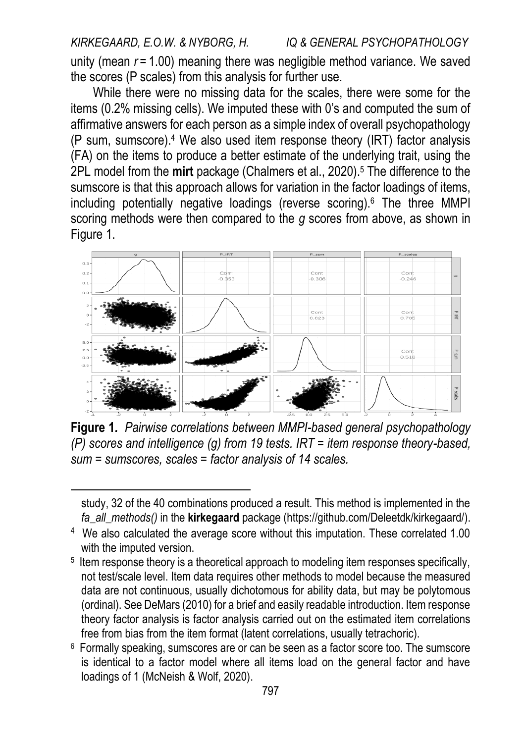unity (mean $r = 1.00$) meaning there was negligible method variance. We saved the scores (P scales) from this analysis for further use.

While there were no missing data for the scales, there were some for the items (0.2% missing cells). We imputed these with 0's and computed the sum of affirmative answers for each person as a simple index of overall psychopathology (P sum, sumscore).[4] We also used item response theory (IRT) factor analysis (FA) on the items to produce a better estimate of the underlying trait, using the 2PL model from the **mirt** package (Chalmers et al., 2020).[5] The difference to the sumscore is that this approach allows for variation in the factor loadings of items, including potentially negative loadings (reverse scoring).[6] The three MMPI scoring methods were then compared to the *g* scores from above, as shown in Figure 1.

**Figure 1.** *Pairwise correlations between MMPI-based general psychopathology (P) scores and intelligence (g) from 19 tests. IRT = item response theory-based, sum = sumscores, scales = factor analysis of 14 scales.*

study, 32 of the 40 combinations produced a result. This method is implemented in the *fa_all_methods()* in the **kirkegaard** package (https://github.com/Deleetdk/kirkegaard/).

[4] We also calculated the average score without this imputation. These correlated 1.00 with the imputed version.

[5] Item response theory is a theoretical approach to modeling item responses specifically, not test/scale level. Item data requires other methods to model because the measured data are not continuous, usually dichotomous for ability data, but may be polytomous (ordinal). See DeMars (2010) for a brief and easily readable introduction. Item response theory factor analysis is factor analysis carried out on the estimated item correlations free from bias from the item format (latent correlations, usually tetrachoric).

[6] Formally speaking, sumscores are or can be seen as a factor score too. The sumscore is identical to a factor model where all items load on the general factor and have loadings of 1 (McNeish & Wolf, 2020).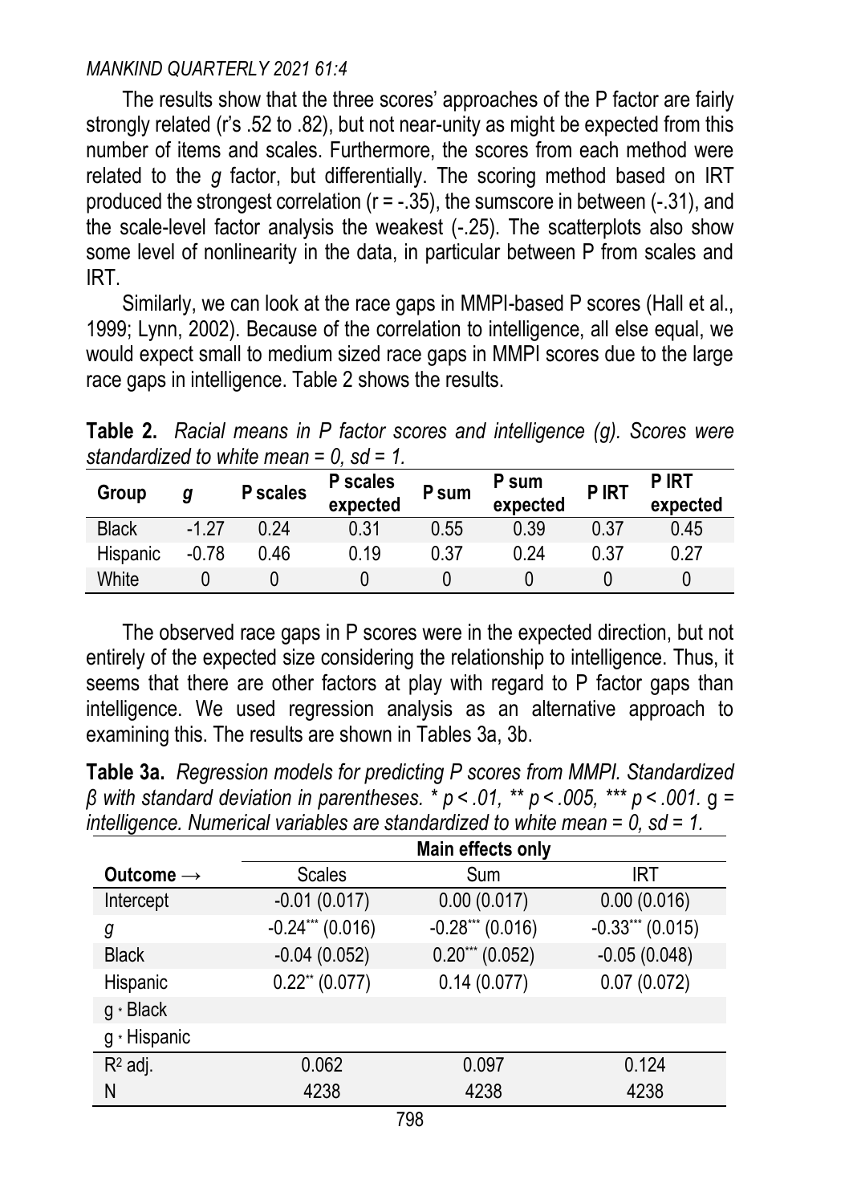The results show that the three scores' approaches of the P factor are fairly strongly related (r's .52 to .82), but not near-unity as might be expected from this number of items and scales. Furthermore, the scores from each method were related to the *g* factor, but differentially. The scoring method based on IRT produced the strongest correlation (r = -.35), the sumscore in between (-.31), and the scale-level factor analysis the weakest (-.25). The scatterplots also show some level of nonlinearity in the data, in particular between P from scales and IRT.

Similarly, we can look at the race gaps in MMPI-based P scores (Hall et al., 1999; Lynn, 2002). Because of the correlation to intelligence, all else equal, we would expect small to medium sized race gaps in MMPI scores due to the large race gaps in intelligence. Table 2 shows the results.

**Table 2.** *Racial means in P factor scores and intelligence (g). Scores were standardized to white mean = 0, sd = 1.*

| Group | *g* | P scales | P scales expected | P sum | P sum expected | P IRT | P IRT expected |
|---|---|---|---|---|---|---|---|
| Black | -1.27 | 0.24 | 0.31 | 0.55 | 0.39 | 0.37 | 0.45 |
| Hispanic | -0.78 | 0.46 | 0.19 | 0.37 | 0.24 | 0.37 | 0.27 |
| White | 0 | 0 | 0 | 0 | 0 | 0 | 0 |

The observed race gaps in P scores were in the expected direction, but not entirely of the expected size considering the relationship to intelligence. Thus, it seems that there are other factors at play with regard to P factor gaps than intelligence. We used regression analysis as an alternative approach to examining this. The results are shown in Tables 3a, 3b.

**Table 3a.** *Regression models for predicting P scores from MMPI. Standardized β with standard deviation in parentheses. * p < .01, ** p < .005, *** p < .001.* g = *intelligence. Numerical variables are standardized to white mean = 0, sd = 1.*

| | Main effects only | | |
|---|---|---|---|
| **Outcome →** | Scales | Sum | IRT |
| Intercept | -0.01 (0.017) | 0.00 (0.017) | 0.00 (0.016) |
| *g* | -0.24*** (0.016) | -0.28*** (0.016) | -0.33*** (0.015) |
| Black | -0.04 (0.052) | 0.20*** (0.052) | -0.05 (0.048) |
| Hispanic | 0.22** (0.077) | 0.14 (0.077) | 0.07 (0.072) |
| g * Black | | | |
| g * Hispanic | | | |
| $R^2$ adj. | 0.062 | 0.097 | 0.124 |
| N | 4238 | 4238 | 4238 |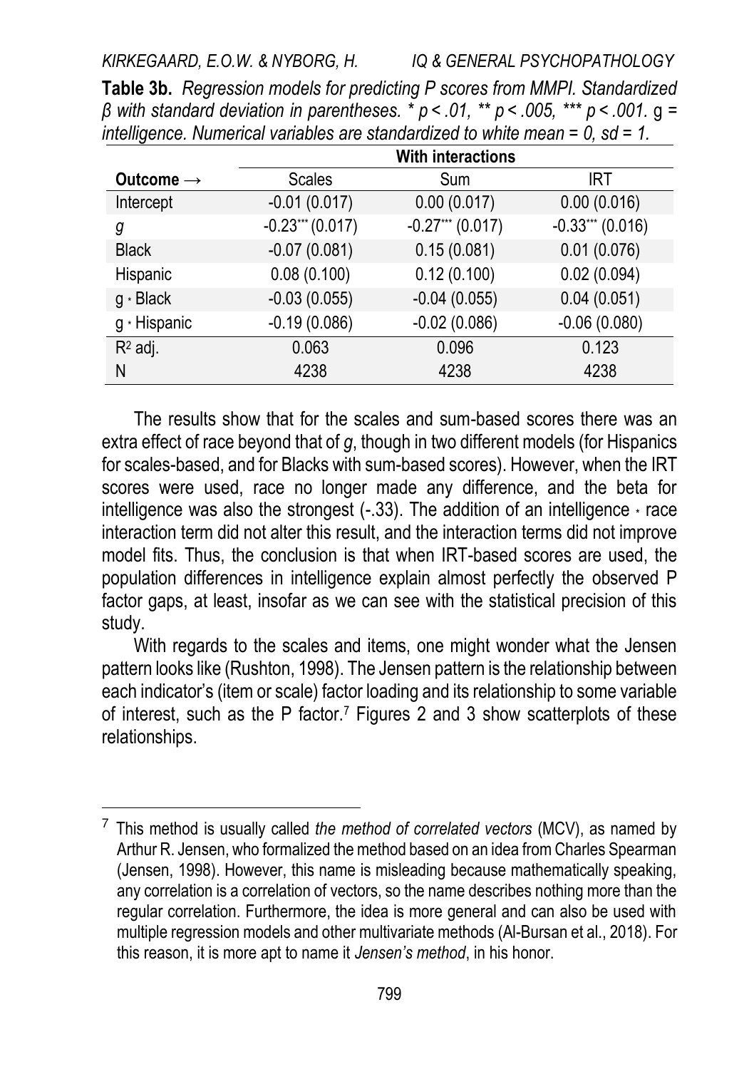**Table 3b.** *Regression models for predicting P scores from MMPI. Standardized β with standard deviation in parentheses. * p < .01, ** p < .005, *** p < .001.* g = *intelligence. Numerical variables are standardized to white mean = 0, sd = 1.*

| | With interactions | | |
|---|---|---|---|
| **Outcome →** | Scales | Sum | IRT |
| Intercept | -0.01 (0.017) | 0.00 (0.017) | 0.00 (0.016) |
| *g* | -0.23*** (0.017) | -0.27*** (0.017) | -0.33*** (0.016) |
| Black | -0.07 (0.081) | 0.15 (0.081) | 0.01 (0.076) |
| Hispanic | 0.08 (0.100) | 0.12 (0.100) | 0.02 (0.094) |
| g * Black | -0.03 (0.055) | -0.04 (0.055) | 0.04 (0.051) |
| g * Hispanic | -0.19 (0.086) | -0.02 (0.086) | -0.06 (0.080) |
| $R^2$ adj. | 0.063 | 0.096 | 0.123 |
| N | 4238 | 4238 | 4238 |

The results show that for the scales and sum-based scores there was an extra effect of race beyond that of *g*, though in two different models (for Hispanics for scales-based, and for Blacks with sum-based scores). However, when the IRT scores were used, race no longer made any difference, and the beta for intelligence was also the strongest (-.33). The addition of an intelligence * race interaction term did not alter this result, and the interaction terms did not improve model fits. Thus, the conclusion is that when IRT-based scores are used, the population differences in intelligence explain almost perfectly the observed P factor gaps, at least, insofar as we can see with the statistical precision of this study.

With regards to the scales and items, one might wonder what the Jensen pattern looks like (Rushton, 1998). The Jensen pattern is the relationship between each indicator's (item or scale) factor loading and its relationship to some variable of interest, such as the P factor.[7] Figures 2 and 3 show scatterplots of these relationships.

[7] This method is usually called *the method of correlated vectors* (MCV), as named by Arthur R. Jensen, who formalized the method based on an idea from Charles Spearman (Jensen, 1998). However, this name is misleading because mathematically speaking, any correlation is a correlation of vectors, so the name describes nothing more than the regular correlation. Furthermore, the idea is more general and can also be used with multiple regression models and other multivariate methods (Al-Bursan et al., 2018). For this reason, it is more apt to name it *Jensen's method*, in his honor.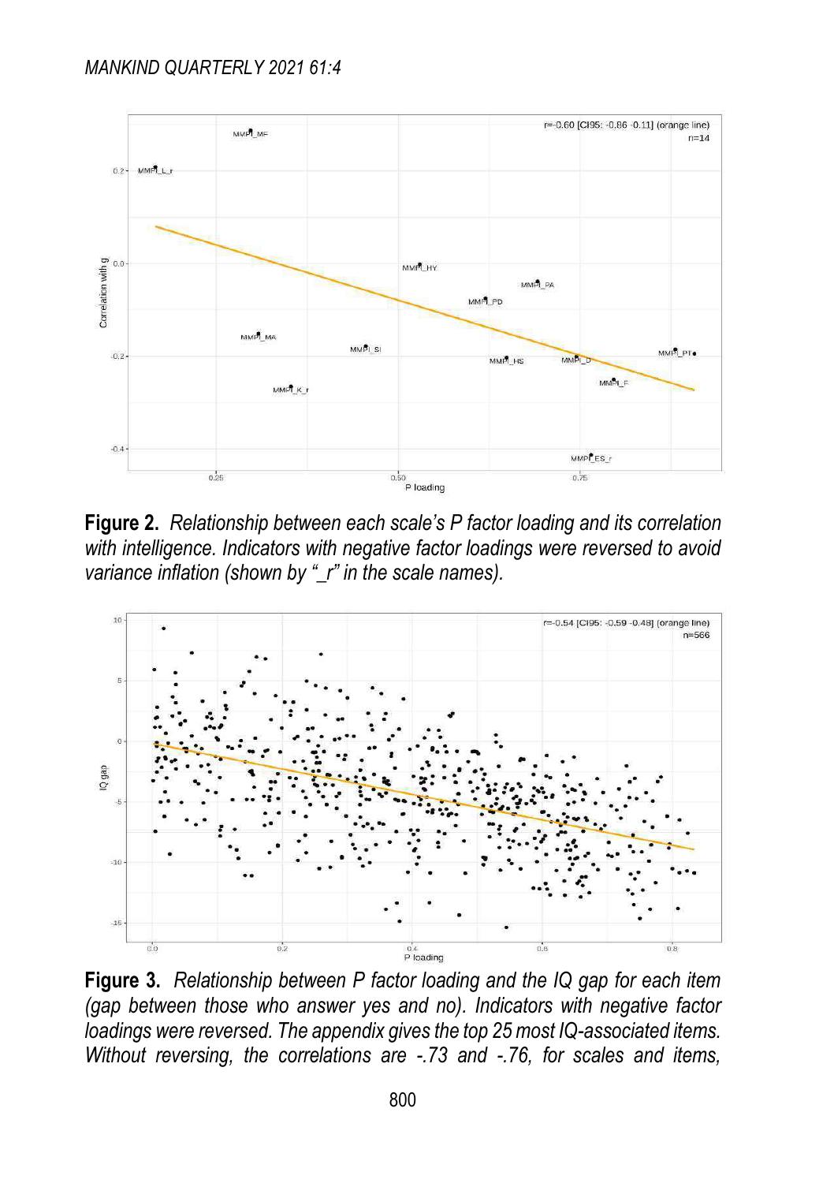**Figure 2.** *Relationship between each scale's P factor loading and its correlation with intelligence. Indicators with negative factor loadings were reversed to avoid variance inflation (shown by "_r" in the scale names).*

**Figure 3.** *Relationship between P factor loading and the IQ gap for each item (gap between those who answer yes and no). Indicators with negative factor loadings were reversed. The appendix gives the top 25 most IQ-associated items. Without reversing, the correlations are -.73 and -.76, for scales and items,*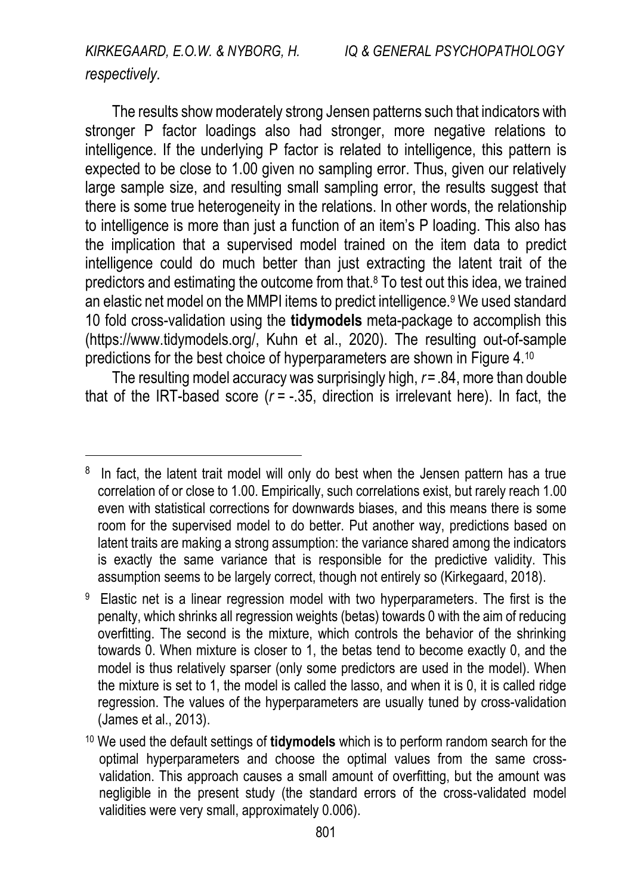*respectively.*

The results show moderately strong Jensen patterns such that indicators with stronger P factor loadings also had stronger, more negative relations to intelligence. If the underlying P factor is related to intelligence, this pattern is expected to be close to 1.00 given no sampling error. Thus, given our relatively large sample size, and resulting small sampling error, the results suggest that there is some true heterogeneity in the relations. In other words, the relationship to intelligence is more than just a function of an item's P loading. This also has the implication that a supervised model trained on the item data to predict intelligence could do much better than just extracting the latent trait of the predictors and estimating the outcome from that.[8] To test out this idea, we trained an elastic net model on the MMPI items to predict intelligence.[9] We used standard 10 fold cross-validation using the **tidymodels** meta-package to accomplish this (https://www.tidymodels.org/, Kuhn et al., 2020). The resulting out-of-sample predictions for the best choice of hyperparameters are shown in Figure 4.[10]

The resulting model accuracy was surprisingly high, *r* = .84, more than double that of the IRT-based score (*r* = -.35, direction is irrelevant here). In fact, the

---

[8] In fact, the latent trait model will only do best when the Jensen pattern has a true correlation of or close to 1.00. Empirically, such correlations exist, but rarely reach 1.00 even with statistical corrections for downwards biases, and this means there is some room for the supervised model to do better. Put another way, predictions based on latent traits are making a strong assumption: the variance shared among the indicators is exactly the same variance that is responsible for the predictive validity. This assumption seems to be largely correct, though not entirely so (Kirkegaard, 2018).

[9] Elastic net is a linear regression model with two hyperparameters. The first is the penalty, which shrinks all regression weights (betas) towards 0 with the aim of reducing overfitting. The second is the mixture, which controls the behavior of the shrinking towards 0. When mixture is closer to 1, the betas tend to become exactly 0, and the model is thus relatively sparser (only some predictors are used in the model). When the mixture is set to 1, the model is called the lasso, and when it is 0, it is called ridge regression. The values of the hyperparameters are usually tuned by cross-validation (James et al., 2013).

[10] We used the default settings of **tidymodels** which is to perform random search for the optimal hyperparameters and choose the optimal values from the same cross-validation. This approach causes a small amount of overfitting, but the amount was negligible in the present study (the standard errors of the cross-validated model validities were very small, approximately 0.006).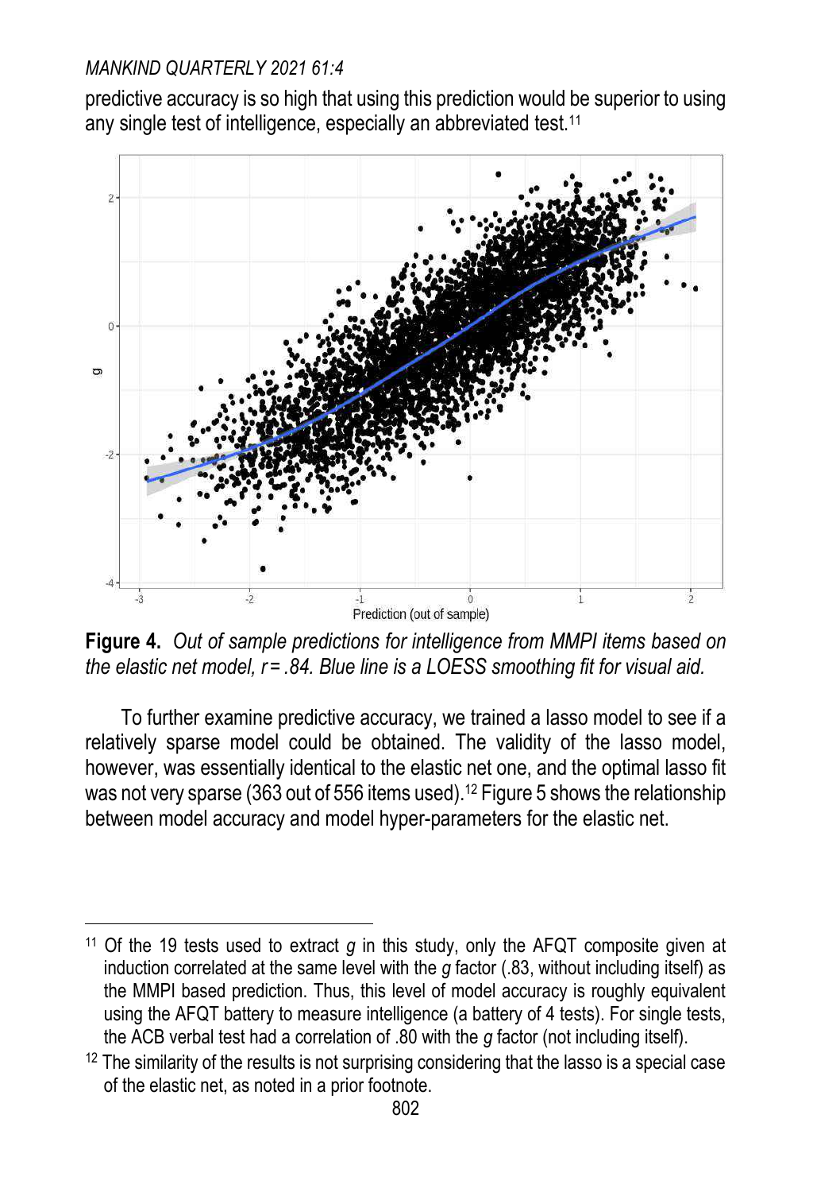predictive accuracy is so high that using this prediction would be superior to using any single test of intelligence, especially an abbreviated test.[11]

**Figure 4.** *Out of sample predictions for intelligence from MMPI items based on the elastic net model, r = .84. Blue line is a LOESS smoothing fit for visual aid.*

To further examine predictive accuracy, we trained a lasso model to see if a relatively sparse model could be obtained. The validity of the lasso model, however, was essentially identical to the elastic net one, and the optimal lasso fit was not very sparse (363 out of 556 items used).[12] Figure 5 shows the relationship between model accuracy and model hyper-parameters for the elastic net.

---

[11] Of the 19 tests used to extract *g* in this study, only the AFQT composite given at induction correlated at the same level with the *g* factor (.83, without including itself) as the MMPI based prediction. Thus, this level of model accuracy is roughly equivalent using the AFQT battery to measure intelligence (a battery of 4 tests). For single tests, the ACB verbal test had a correlation of .80 with the *g* factor (not including itself).

[12] The similarity of the results is not surprising considering that the lasso is a special case of the elastic net, as noted in a prior footnote.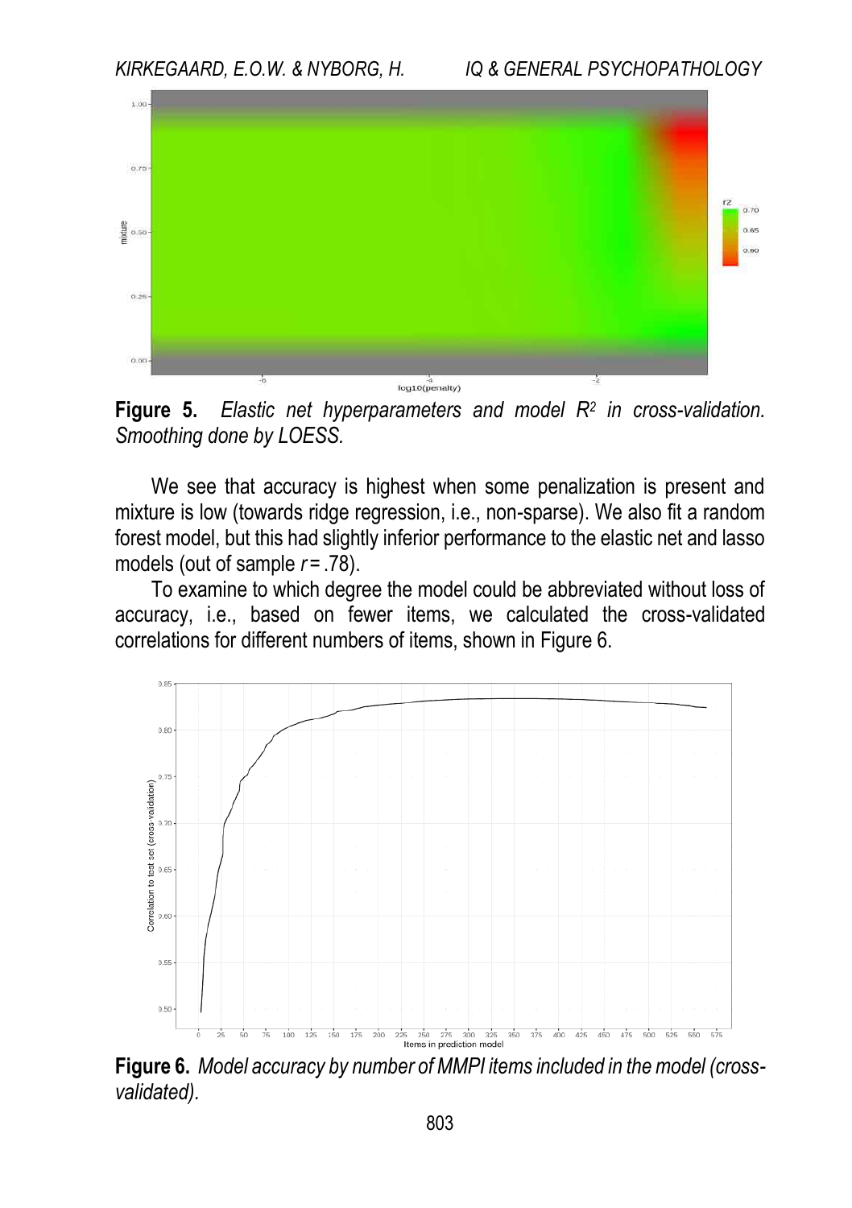**Figure 5.** *Elastic net hyperparameters and model $R^2$ in cross-validation. Smoothing done by LOESS.*

We see that accuracy is highest when some penalization is present and mixture is low (towards ridge regression, i.e., non-sparse). We also fit a random forest model, but this had slightly inferior performance to the elastic net and lasso models (out of sample $r = .78$).

To examine to which degree the model could be abbreviated without loss of accuracy, i.e., based on fewer items, we calculated the cross-validated correlations for different numbers of items, shown in Figure 6.

**Figure 6.** *Model accuracy by number of MMPI items included in the model (cross-validated).*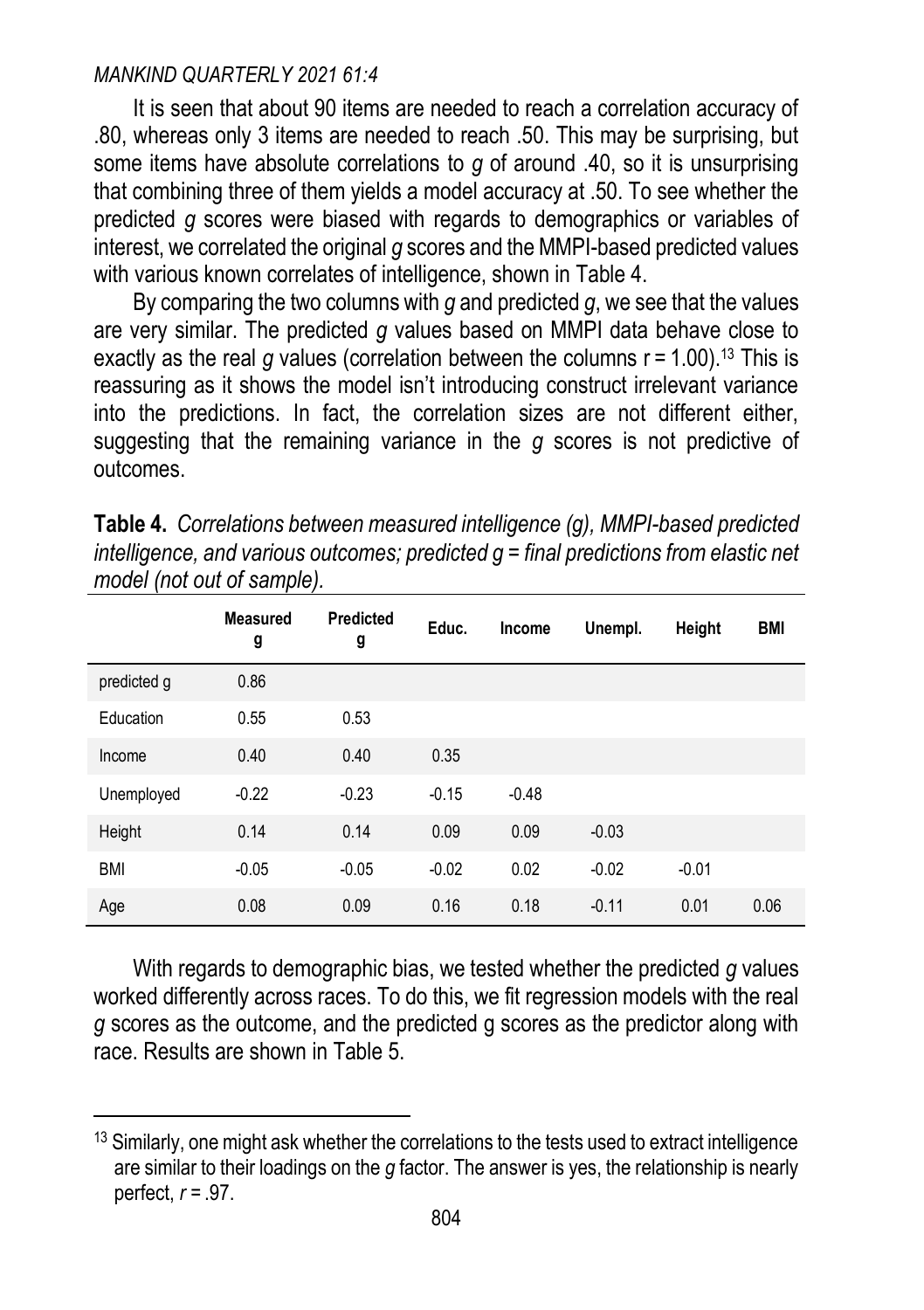It is seen that about 90 items are needed to reach a correlation accuracy of .80, whereas only 3 items are needed to reach .50. This may be surprising, but some items have absolute correlations to *g* of around .40, so it is unsurprising that combining three of them yields a model accuracy at .50. To see whether the predicted *g* scores were biased with regards to demographics or variables of interest, we correlated the original *g* scores and the MMPI-based predicted values with various known correlates of intelligence, shown in Table 4.

By comparing the two columns with *g* and predicted *g*, we see that the values are very similar. The predicted *g* values based on MMPI data behave close to exactly as the real *g* values (correlation between the columns r = 1.00).[13] This is reassuring as it shows the model isn't introducing construct irrelevant variance into the predictions. In fact, the correlation sizes are not different either, suggesting that the remaining variance in the *g* scores is not predictive of outcomes.

**Table 4.** *Correlations between measured intelligence (g), MMPI-based predicted intelligence, and various outcomes; predicted g = final predictions from elastic net model (not out of sample).*

| | Measured g | Predicted g | Educ. | Income | Unempl. | Height | BMI |
|---|---|---|---|---|---|---|---|
| predicted g | 0.86 | | | | | | |
| Education | 0.55 | 0.53 | | | | | |
| Income | 0.40 | 0.40 | 0.35 | | | | |
| Unemployed | -0.22 | -0.23 | -0.15 | -0.48 | | | |
| Height | 0.14 | 0.14 | 0.09 | 0.09 | -0.03 | | |
| BMI | -0.05 | -0.05 | -0.02 | 0.02 | -0.02 | -0.01 | |
| Age | 0.08 | 0.09 | 0.16 | 0.18 | -0.11 | 0.01 | 0.06 |

With regards to demographic bias, we tested whether the predicted *g* values worked differently across races. To do this, we fit regression models with the real *g* scores as the outcome, and the predicted g scores as the predictor along with race. Results are shown in Table 5.

[13] Similarly, one might ask whether the correlations to the tests used to extract intelligence are similar to their loadings on the *g* factor. The answer is yes, the relationship is nearly perfect, *r* = .97.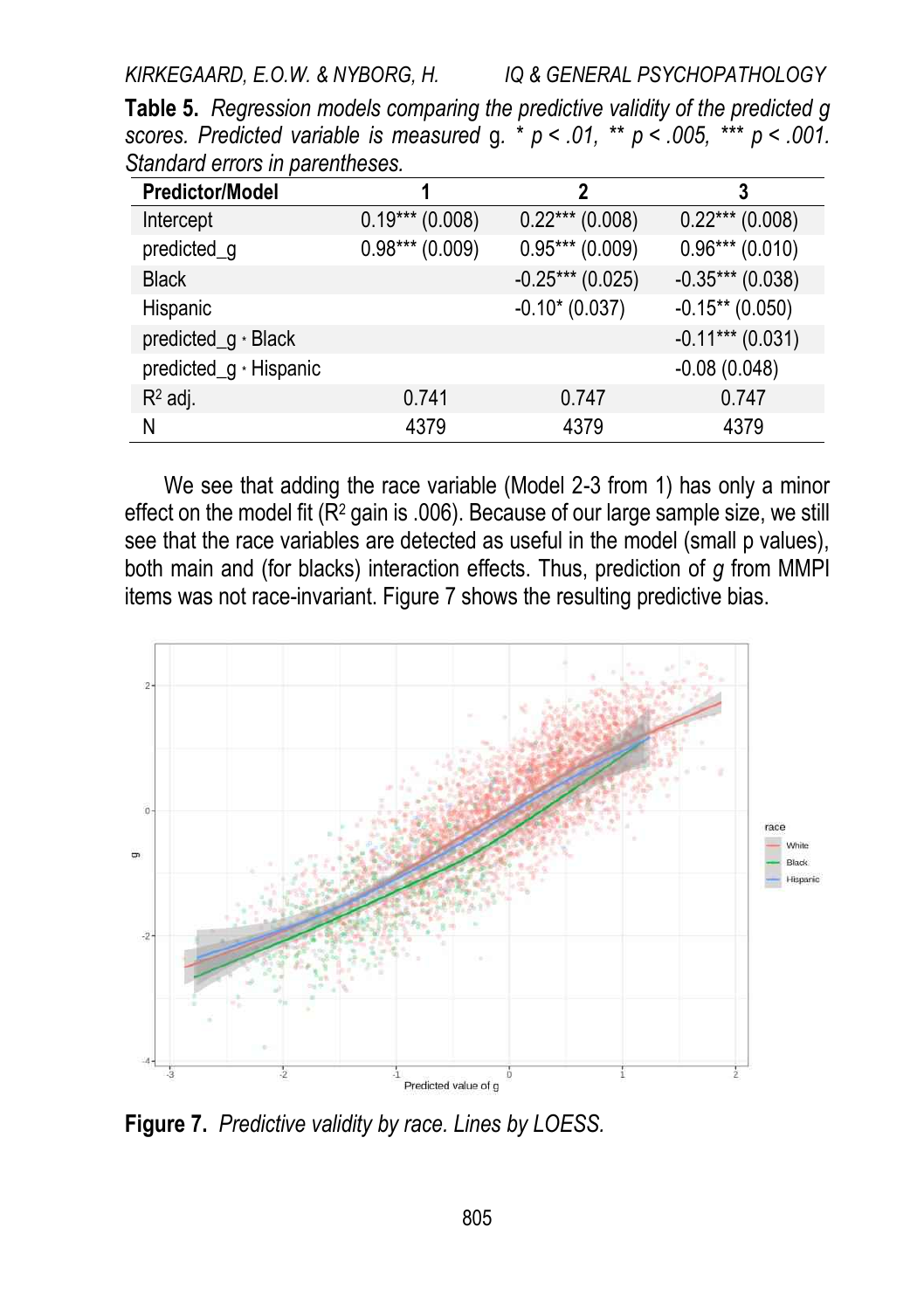**Table 5.** *Regression models comparing the predictive validity of the predicted g scores. Predicted variable is measured* g. * $p < .01$, ** $p < .005$, *** $p < .001$. *Standard errors in parentheses.*

| Predictor/Model | 1 | 2 | 3 |
|---|---|---|---|
| Intercept | 0.19*** (0.008) | 0.22*** (0.008) | 0.22*** (0.008) |
| predicted_g | 0.98*** (0.009) | 0.95*** (0.009) | 0.96*** (0.010) |
| Black | | -0.25*** (0.025) | -0.35*** (0.038) |
| Hispanic | | -0.10* (0.037) | -0.15** (0.050) |
| predicted_g * Black | | | -0.11*** (0.031) |
| predicted_g * Hispanic | | | -0.08 (0.048) |
| $R^2$ adj. | 0.741 | 0.747 | 0.747 |
| N | 4379 | 4379 | 4379 |

We see that adding the race variable (Model 2-3 from 1) has only a minor effect on the model fit ($R^2$ gain is .006). Because of our large sample size, we still see that the race variables are detected as useful in the model (small p values), both main and (for blacks) interaction effects. Thus, prediction of *g* from MMPI items was not race-invariant. Figure 7 shows the resulting predictive bias.

**Figure 7.** *Predictive validity by race. Lines by LOESS.*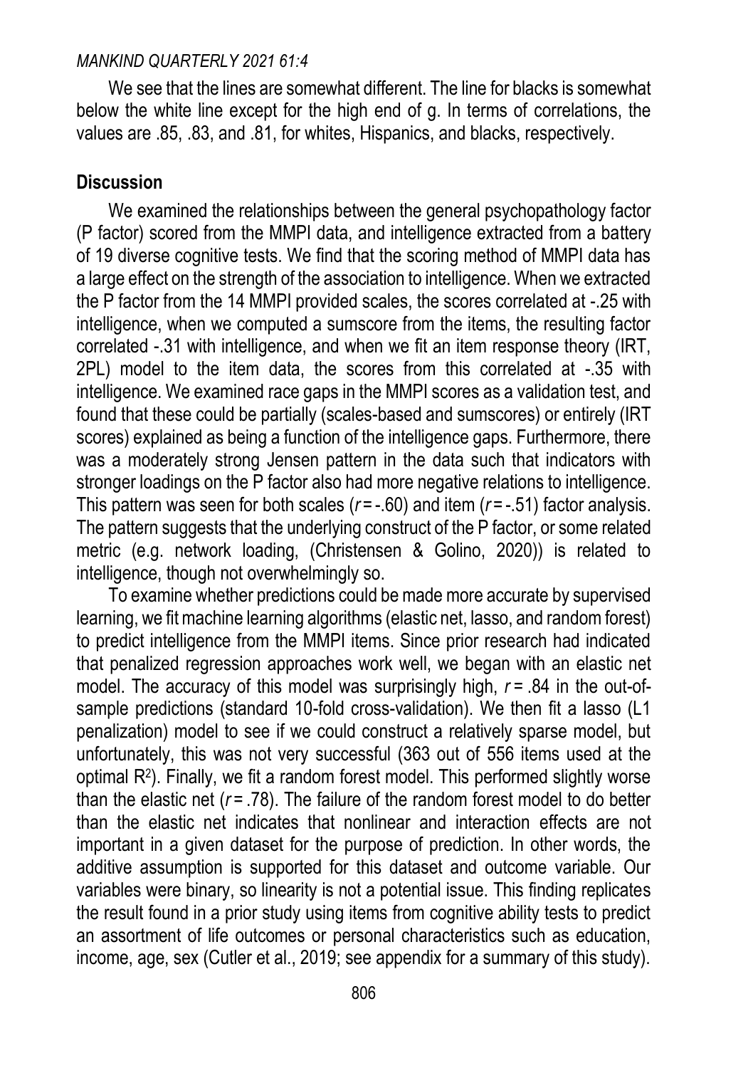We see that the lines are somewhat different. The line for blacks is somewhat below the white line except for the high end of g. In terms of correlations, the values are .85, .83, and .81, for whites, Hispanics, and blacks, respectively.

## Discussion

We examined the relationships between the general psychopathology factor (P factor) scored from the MMPI data, and intelligence extracted from a battery of 19 diverse cognitive tests. We find that the scoring method of MMPI data has a large effect on the strength of the association to intelligence. When we extracted the P factor from the 14 MMPI provided scales, the scores correlated at -.25 with intelligence, when we computed a sumscore from the items, the resulting factor correlated -.31 with intelligence, and when we fit an item response theory (IRT, 2PL) model to the item data, the scores from this correlated at -.35 with intelligence. We examined race gaps in the MMPI scores as a validation test, and found that these could be partially (scales-based and sumscores) or entirely (IRT scores) explained as being a function of the intelligence gaps. Furthermore, there was a moderately strong Jensen pattern in the data such that indicators with stronger loadings on the P factor also had more negative relations to intelligence. This pattern was seen for both scales ($r = -.60$) and item ($r = -.51$) factor analysis. The pattern suggests that the underlying construct of the P factor, or some related metric (e.g. network loading, (Christensen & Golino, 2020)) is related to intelligence, though not overwhelmingly so.

To examine whether predictions could be made more accurate by supervised learning, we fit machine learning algorithms (elastic net, lasso, and random forest) to predict intelligence from the MMPI items. Since prior research had indicated that penalized regression approaches work well, we began with an elastic net model. The accuracy of this model was surprisingly high, $r = .84$ in the out-of-sample predictions (standard 10-fold cross-validation). We then fit a lasso (L1 penalization) model to see if we could construct a relatively sparse model, but unfortunately, this was not very successful (363 out of 556 items used at the optimal $R^2$). Finally, we fit a random forest model. This performed slightly worse than the elastic net ($r = .78$). The failure of the random forest model to do better than the elastic net indicates that nonlinear and interaction effects are not important in a given dataset for the purpose of prediction. In other words, the additive assumption is supported for this dataset and outcome variable. Our variables were binary, so linearity is not a potential issue. This finding replicates the result found in a prior study using items from cognitive ability tests to predict an assortment of life outcomes or personal characteristics such as education, income, age, sex (Cutler et al., 2019; see appendix for a summary of this study).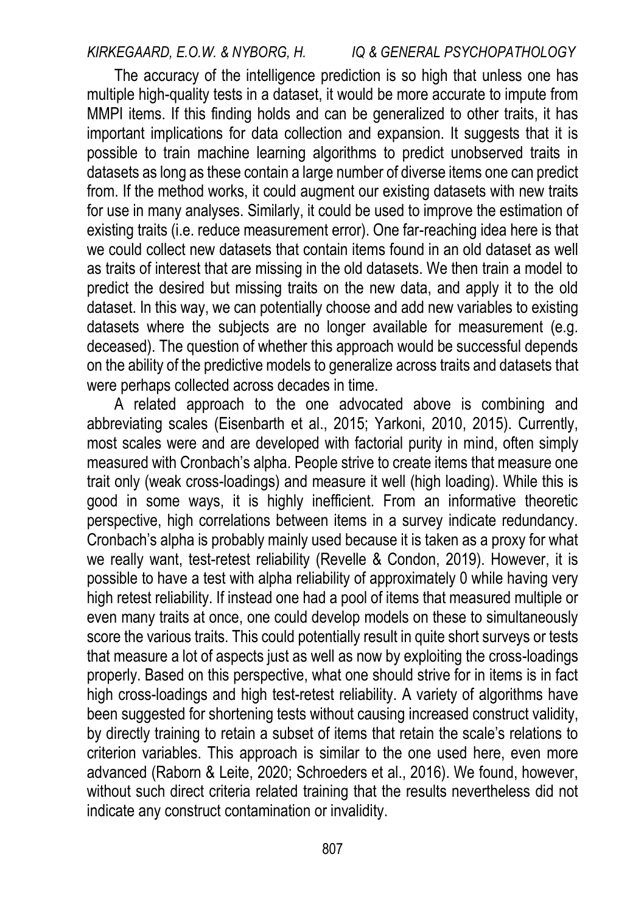The accuracy of the intelligence prediction is so high that unless one has multiple high-quality tests in a dataset, it would be more accurate to impute from MMPI items. If this finding holds and can be generalized to other traits, it has important implications for data collection and expansion. It suggests that it is possible to train machine learning algorithms to predict unobserved traits in datasets as long as these contain a large number of diverse items one can predict from. If the method works, it could augment our existing datasets with new traits for use in many analyses. Similarly, it could be used to improve the estimation of existing traits (i.e. reduce measurement error). One far-reaching idea here is that we could collect new datasets that contain items found in an old dataset as well as traits of interest that are missing in the old datasets. We then train a model to predict the desired but missing traits on the new data, and apply it to the old dataset. In this way, we can potentially choose and add new variables to existing datasets where the subjects are no longer available for measurement (e.g. deceased). The question of whether this approach would be successful depends on the ability of the predictive models to generalize across traits and datasets that were perhaps collected across decades in time.

A related approach to the one advocated above is combining and abbreviating scales (Eisenbarth et al., 2015; Yarkoni, 2010, 2015). Currently, most scales were and are developed with factorial purity in mind, often simply measured with Cronbach's alpha. People strive to create items that measure one trait only (weak cross-loadings) and measure it well (high loading). While this is good in some ways, it is highly inefficient. From an informative theoretic perspective, high correlations between items in a survey indicate redundancy. Cronbach's alpha is probably mainly used because it is taken as a proxy for what we really want, test-retest reliability (Revelle & Condon, 2019). However, it is possible to have a test with alpha reliability of approximately 0 while having very high retest reliability. If instead one had a pool of items that measured multiple or even many traits at once, one could develop models on these to simultaneously score the various traits. This could potentially result in quite short surveys or tests that measure a lot of aspects just as well as now by exploiting the cross-loadings properly. Based on this perspective, what one should strive for in items is in fact high cross-loadings and high test-retest reliability. A variety of algorithms have been suggested for shortening tests without causing increased construct validity, by directly training to retain a subset of items that retain the scale's relations to criterion variables. This approach is similar to the one used here, even more advanced (Raborn & Leite, 2020; Schroeders et al., 2016). We found, however, without such direct criteria related training that the results nevertheless did not indicate any construct contamination or invalidity.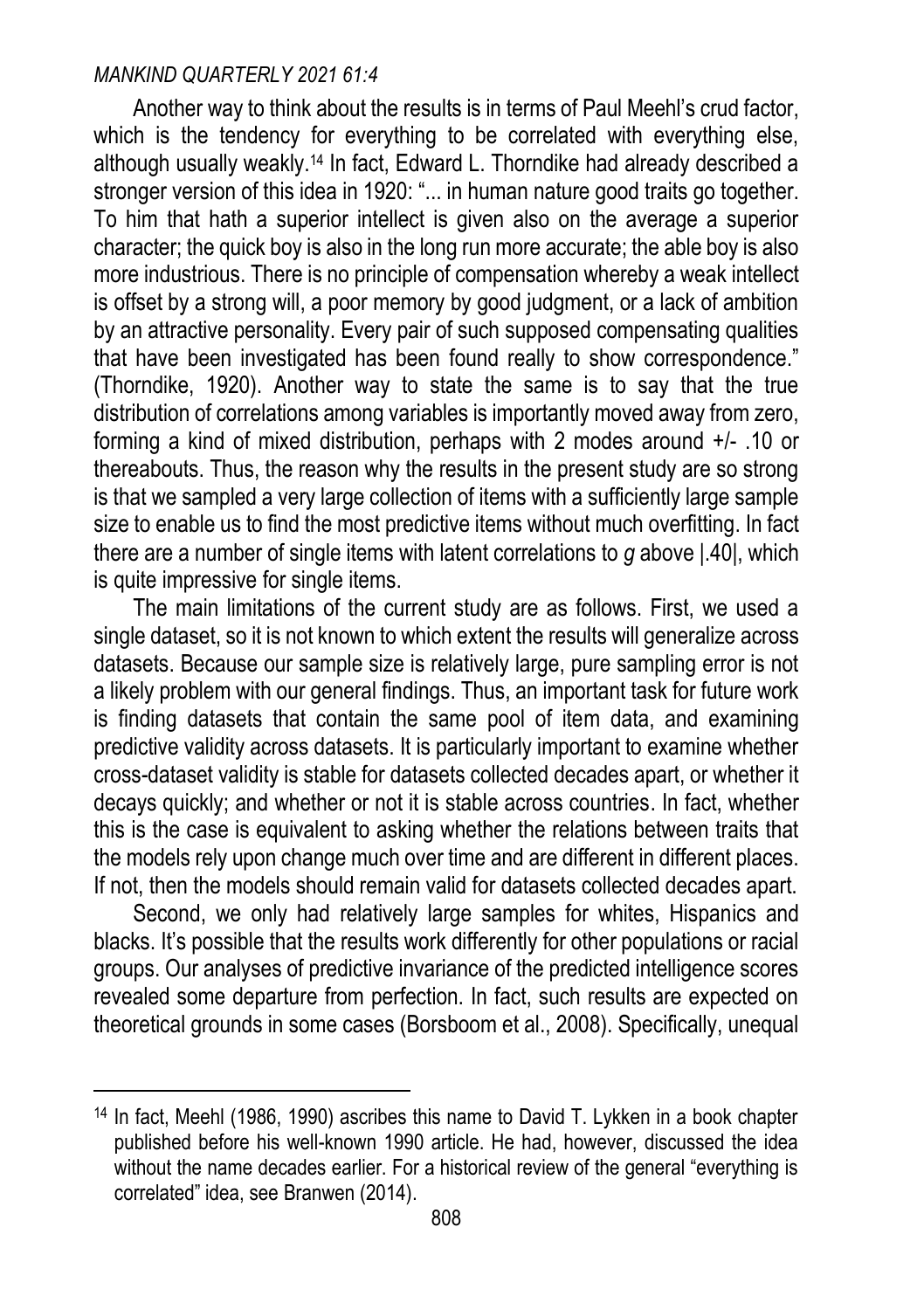Another way to think about the results is in terms of Paul Meehl's crud factor, which is the tendency for everything to be correlated with everything else, although usually weakly.[14] In fact, Edward L. Thorndike had already described a stronger version of this idea in 1920: "... in human nature good traits go together. To him that hath a superior intellect is given also on the average a superior character; the quick boy is also in the long run more accurate; the able boy is also more industrious. There is no principle of compensation whereby a weak intellect is offset by a strong will, a poor memory by good judgment, or a lack of ambition by an attractive personality. Every pair of such supposed compensating qualities that have been investigated has been found really to show correspondence." (Thorndike, 1920). Another way to state the same is to say that the true distribution of correlations among variables is importantly moved away from zero, forming a kind of mixed distribution, perhaps with 2 modes around +/- .10 or thereabouts. Thus, the reason why the results in the present study are so strong is that we sampled a very large collection of items with a sufficiently large sample size to enable us to find the most predictive items without much overfitting. In fact there are a number of single items with latent correlations to *g* above |.40|, which is quite impressive for single items.

The main limitations of the current study are as follows. First, we used a single dataset, so it is not known to which extent the results will generalize across datasets. Because our sample size is relatively large, pure sampling error is not a likely problem with our general findings. Thus, an important task for future work is finding datasets that contain the same pool of item data, and examining predictive validity across datasets. It is particularly important to examine whether cross-dataset validity is stable for datasets collected decades apart, or whether it decays quickly; and whether or not it is stable across countries. In fact, whether this is the case is equivalent to asking whether the relations between traits that the models rely upon change much over time and are different in different places. If not, then the models should remain valid for datasets collected decades apart.

Second, we only had relatively large samples for whites, Hispanics and blacks. It's possible that the results work differently for other populations or racial groups. Our analyses of predictive invariance of the predicted intelligence scores revealed some departure from perfection. In fact, such results are expected on theoretical grounds in some cases (Borsboom et al., 2008). Specifically, unequal

---

[14] In fact, Meehl (1986, 1990) ascribes this name to David T. Lykken in a book chapter published before his well-known 1990 article. He had, however, discussed the idea without the name decades earlier. For a historical review of the general "everything is correlated" idea, see Branwen (2014).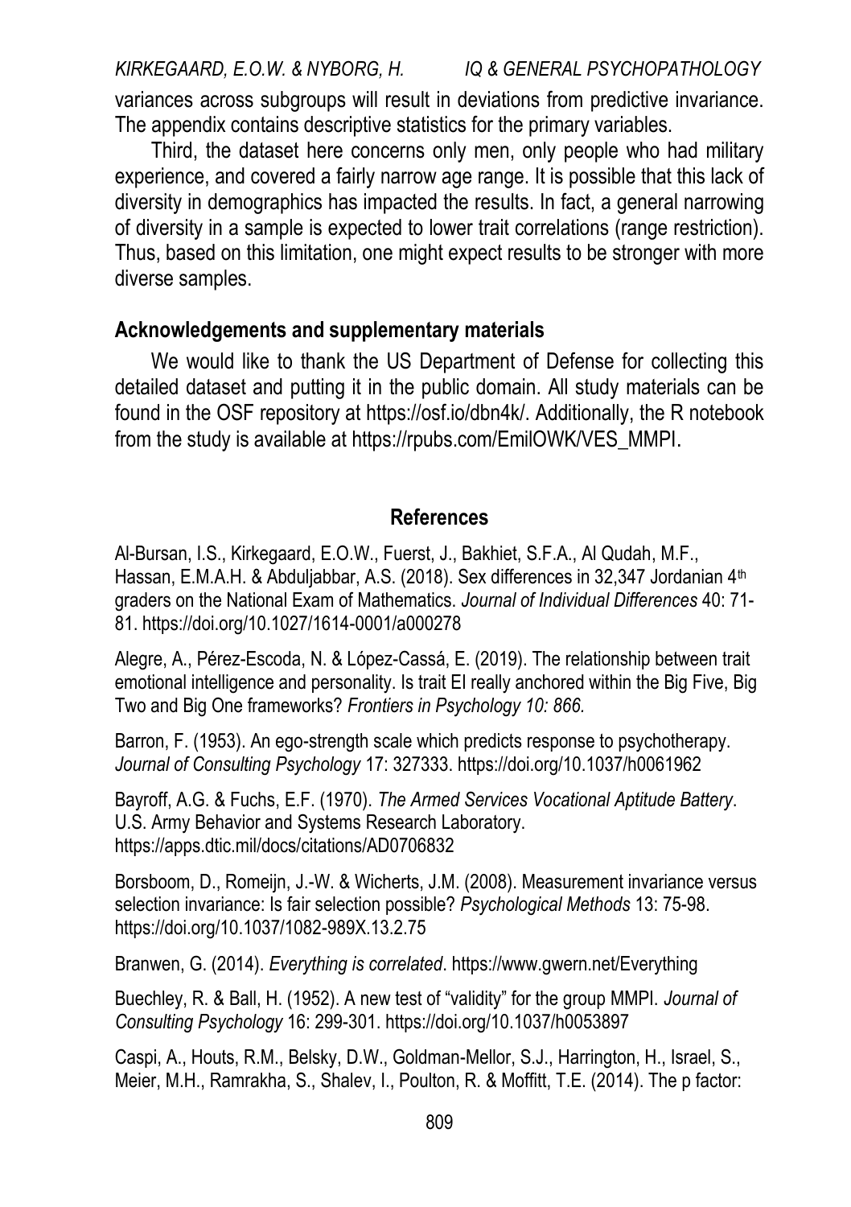variances across subgroups will result in deviations from predictive invariance. The appendix contains descriptive statistics for the primary variables.

Third, the dataset here concerns only men, only people who had military experience, and covered a fairly narrow age range. It is possible that this lack of diversity in demographics has impacted the results. In fact, a general narrowing of diversity in a sample is expected to lower trait correlations (range restriction). Thus, based on this limitation, one might expect results to be stronger with more diverse samples.

## Acknowledgements and supplementary materials

We would like to thank the US Department of Defense for collecting this detailed dataset and putting it in the public domain. All study materials can be found in the OSF repository at https://osf.io/dbn4k/. Additionally, the R notebook from the study is available at https://rpubs.com/EmilOWK/VES_MMPI.

## References

Al-Bursan, I.S., Kirkegaard, E.O.W., Fuerst, J., Bakhiet, S.F.A., Al Qudah, M.F., Hassan, E.M.A.H. & Abduljabbar, A.S. (2018). Sex differences in 32,347 Jordanian 4th graders on the National Exam of Mathematics. *Journal of Individual Differences* 40: 71-81. https://doi.org/10.1027/1614-0001/a000278

Alegre, A., Pérez-Escoda, N. & López-Cassá, E. (2019). The relationship between trait emotional intelligence and personality. Is trait EI really anchored within the Big Five, Big Two and Big One frameworks? *Frontiers in Psychology 10: 866.*

Barron, F. (1953). An ego-strength scale which predicts response to psychotherapy. *Journal of Consulting Psychology* 17: 327333. https://doi.org/10.1037/h0061962

Bayroff, A.G. & Fuchs, E.F. (1970). *The Armed Services Vocational Aptitude Battery*. U.S. Army Behavior and Systems Research Laboratory. https://apps.dtic.mil/docs/citations/AD0706832

Borsboom, D., Romeijn, J.-W. & Wicherts, J.M. (2008). Measurement invariance versus selection invariance: Is fair selection possible? *Psychological Methods* 13: 75-98. https://doi.org/10.1037/1082-989X.13.2.75

Branwen, G. (2014). *Everything is correlated*. https://www.gwern.net/Everything

Buechley, R. & Ball, H. (1952). A new test of "validity" for the group MMPI. *Journal of Consulting Psychology* 16: 299-301. https://doi.org/10.1037/h0053897

Caspi, A., Houts, R.M., Belsky, D.W., Goldman-Mellor, S.J., Harrington, H., Israel, S., Meier, M.H., Ramrakha, S., Shalev, I., Poulton, R. & Moffitt, T.E. (2014). The p factor: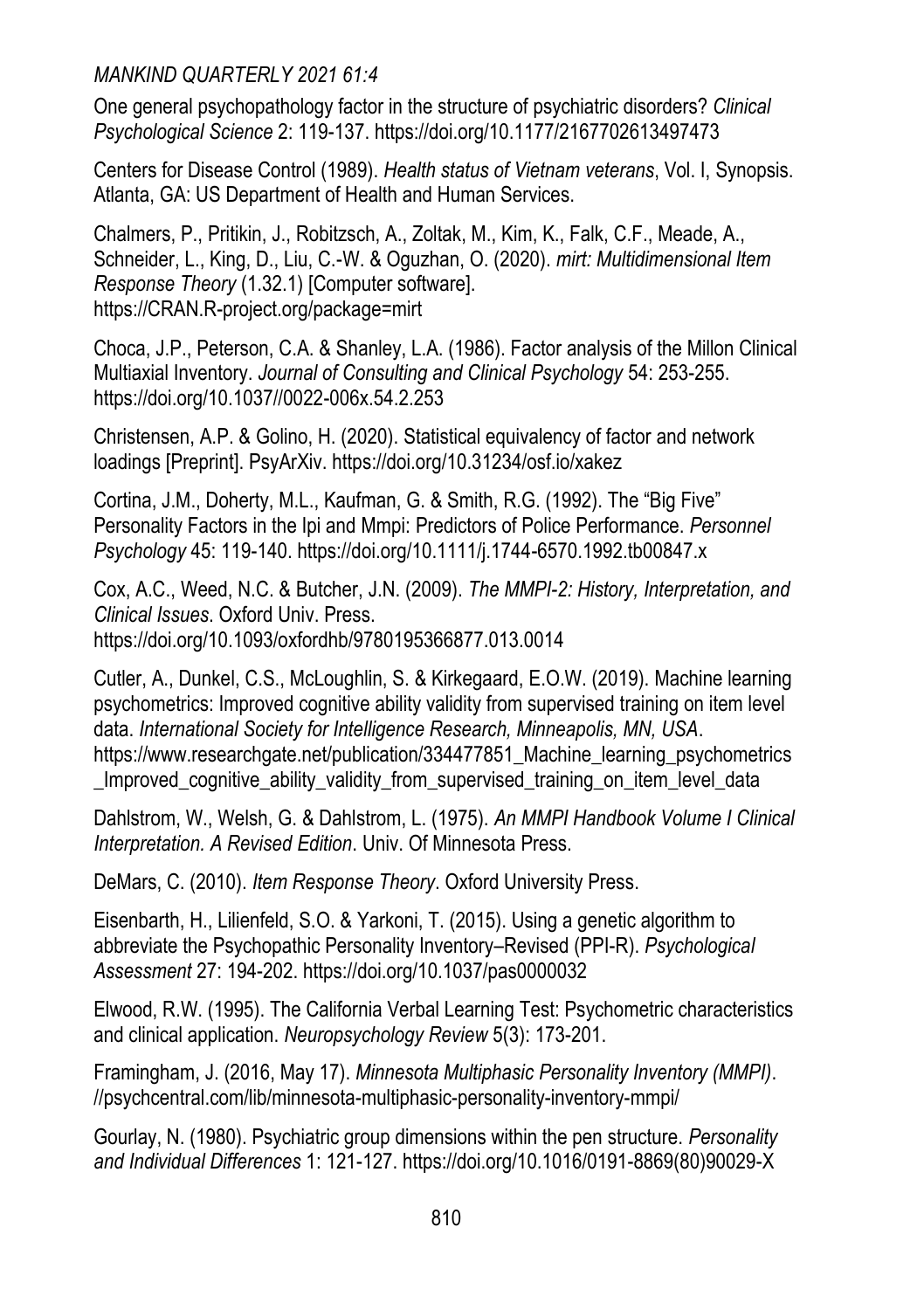One general psychopathology factor in the structure of psychiatric disorders? *Clinical Psychological Science* 2: 119-137. https://doi.org/10.1177/2167702613497473

Centers for Disease Control (1989). *Health status of Vietnam veterans*, Vol. I, Synopsis. Atlanta, GA: US Department of Health and Human Services.

Chalmers, P., Pritikin, J., Robitzsch, A., Zoltak, M., Kim, K., Falk, C.F., Meade, A., Schneider, L., King, D., Liu, C.-W. & Oguzhan, O. (2020). *mirt: Multidimensional Item Response Theory* (1.32.1) [Computer software]. https://CRAN.R-project.org/package=mirt

Choca, J.P., Peterson, C.A. & Shanley, L.A. (1986). Factor analysis of the Millon Clinical Multiaxial Inventory. *Journal of Consulting and Clinical Psychology* 54: 253-255. https://doi.org/10.1037//0022-006x.54.2.253

Christensen, A.P. & Golino, H. (2020). Statistical equivalency of factor and network loadings [Preprint]. PsyArXiv. https://doi.org/10.31234/osf.io/xakez

Cortina, J.M., Doherty, M.L., Kaufman, G. & Smith, R.G. (1992). The "Big Five" Personality Factors in the Ipi and Mmpi: Predictors of Police Performance. *Personnel Psychology* 45: 119-140. https://doi.org/10.1111/j.1744-6570.1992.tb00847.x

Cox, A.C., Weed, N.C. & Butcher, J.N. (2009). *The MMPI-2: History, Interpretation, and Clinical Issues*. Oxford Univ. Press. https://doi.org/10.1093/oxfordhb/9780195366877.013.0014

Cutler, A., Dunkel, C.S., McLoughlin, S. & Kirkegaard, E.O.W. (2019). Machine learning psychometrics: Improved cognitive ability validity from supervised training on item level data. *International Society for Intelligence Research, Minneapolis, MN, USA*. https://www.researchgate.net/publication/334477851_Machine_learning_psychometrics_Improved_cognitive_ability_validity_from_supervised_training_on_item_level_data

Dahlstrom, W., Welsh, G. & Dahlstrom, L. (1975). *An MMPI Handbook Volume I Clinical Interpretation. A Revised Edition*. Univ. Of Minnesota Press.

DeMars, C. (2010). *Item Response Theory*. Oxford University Press.

Eisenbarth, H., Lilienfeld, S.O. & Yarkoni, T. (2015). Using a genetic algorithm to abbreviate the Psychopathic Personality Inventory–Revised (PPI-R). *Psychological Assessment* 27: 194-202. https://doi.org/10.1037/pas0000032

Elwood, R.W. (1995). The California Verbal Learning Test: Psychometric characteristics and clinical application. *Neuropsychology Review* 5(3): 173-201.

Framingham, J. (2016, May 17). *Minnesota Multiphasic Personality Inventory (MMPI)*. //psychcentral.com/lib/minnesota-multiphasic-personality-inventory-mmpi/

Gourlay, N. (1980). Psychiatric group dimensions within the pen structure. *Personality and Individual Differences* 1: 121-127. https://doi.org/10.1016/0191-8869(80)90029-X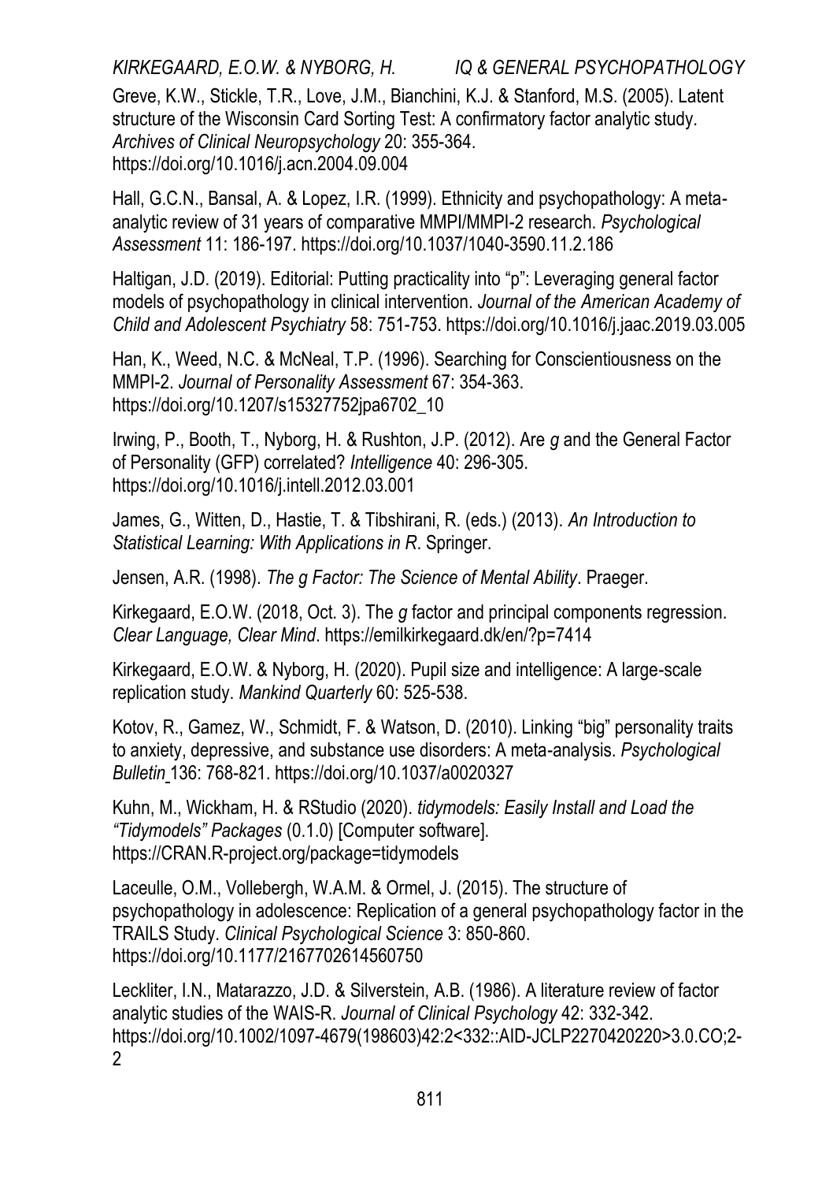Greve, K.W., Stickle, T.R., Love, J.M., Bianchini, K.J. & Stanford, M.S. (2005). Latent structure of the Wisconsin Card Sorting Test: A confirmatory factor analytic study. *Archives of Clinical Neuropsychology* 20: 355-364. https://doi.org/10.1016/j.acn.2004.09.004

Hall, G.C.N., Bansal, A. & Lopez, I.R. (1999). Ethnicity and psychopathology: A meta-analytic review of 31 years of comparative MMPI/MMPI-2 research. *Psychological Assessment* 11: 186-197. https://doi.org/10.1037/1040-3590.11.2.186

Haltigan, J.D. (2019). Editorial: Putting practicality into "p": Leveraging general factor models of psychopathology in clinical intervention. *Journal of the American Academy of Child and Adolescent Psychiatry* 58: 751-753. https://doi.org/10.1016/j.jaac.2019.03.005

Han, K., Weed, N.C. & McNeal, T.P. (1996). Searching for Conscientiousness on the MMPI-2. *Journal of Personality Assessment* 67: 354-363. https://doi.org/10.1207/s15327752jpa6702_10

Irwing, P., Booth, T., Nyborg, H. & Rushton, J.P. (2012). Are *g* and the General Factor of Personality (GFP) correlated? *Intelligence* 40: 296-305. https://doi.org/10.1016/j.intell.2012.03.001

James, G., Witten, D., Hastie, T. & Tibshirani, R. (eds.) (2013). *An Introduction to Statistical Learning: With Applications in R*. Springer.

Jensen, A.R. (1998). *The g Factor: The Science of Mental Ability*. Praeger.

Kirkegaard, E.O.W. (2018, Oct. 3). The *g* factor and principal components regression. *Clear Language, Clear Mind*. https://emilkirkegaard.dk/en/?p=7414

Kirkegaard, E.O.W. & Nyborg, H. (2020). Pupil size and intelligence: A large-scale replication study. *Mankind Quarterly* 60: 525-538.

Kotov, R., Gamez, W., Schmidt, F. & Watson, D. (2010). Linking "big" personality traits to anxiety, depressive, and substance use disorders: A meta-analysis. *Psychological Bulletin* 136: 768-821. https://doi.org/10.1037/a0020327

Kuhn, M., Wickham, H. & RStudio (2020). *tidymodels: Easily Install and Load the "Tidymodels" Packages* (0.1.0) [Computer software]. https://CRAN.R-project.org/package=tidymodels

Laceulle, O.M., Vollebergh, W.A.M. & Ormel, J. (2015). The structure of psychopathology in adolescence: Replication of a general psychopathology factor in the TRAILS Study. *Clinical Psychological Science* 3: 850-860. https://doi.org/10.1177/2167702614560750

Leckliter, I.N., Matarazzo, J.D. & Silverstein, A.B. (1986). A literature review of factor analytic studies of the WAIS-R. *Journal of Clinical Psychology* 42: 332-342. https://doi.org/10.1002/1097-4679(198603)42:2<332::AID-JCLP2270420220>3.0.CO;2-2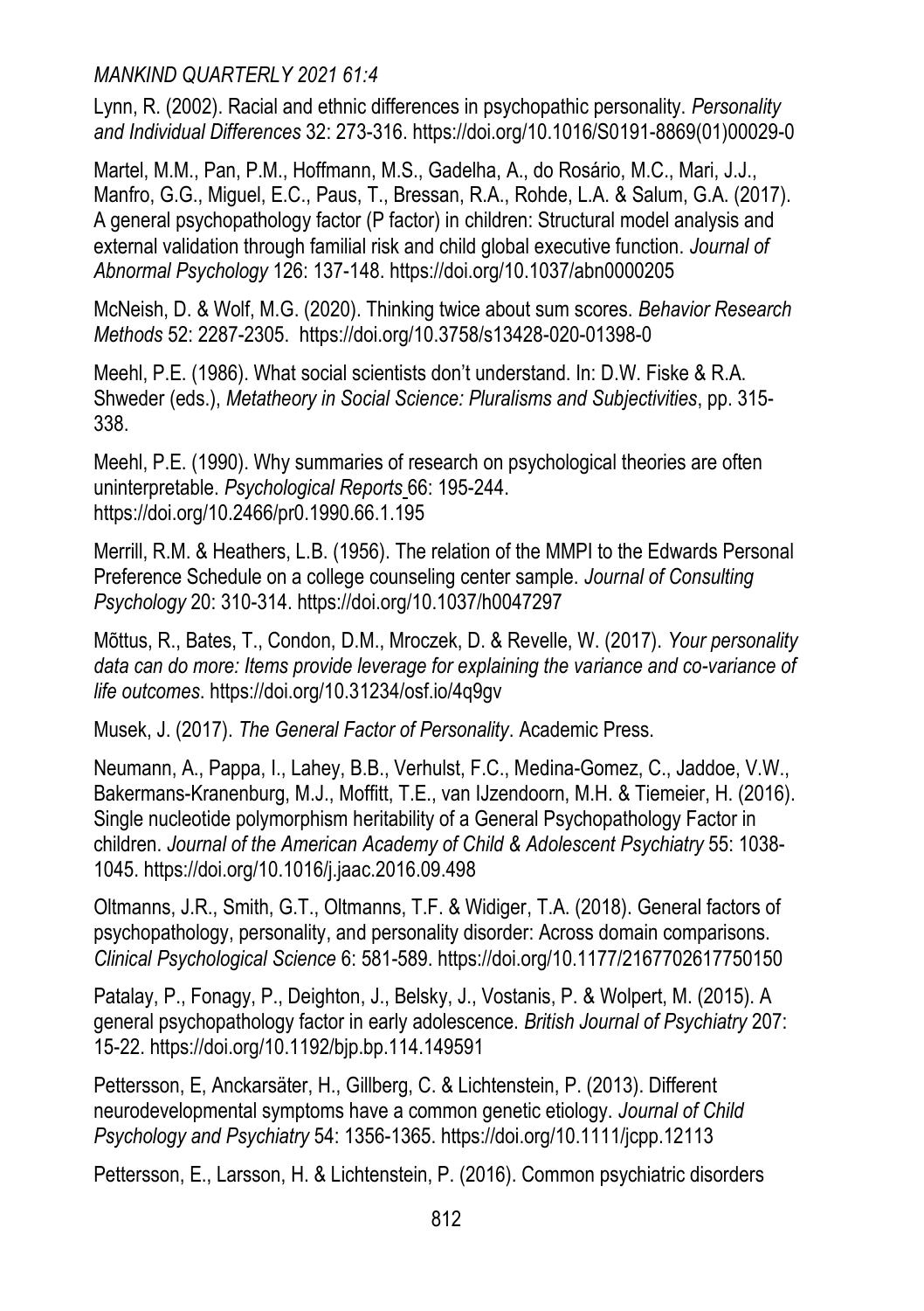Lynn, R. (2002). Racial and ethnic differences in psychopathic personality. *Personality and Individual Differences* 32: 273-316. https://doi.org/10.1016/S0191-8869(01)00029-0

Martel, M.M., Pan, P.M., Hoffmann, M.S., Gadelha, A., do Rosário, M.C., Mari, J.J., Manfro, G.G., Miguel, E.C., Paus, T., Bressan, R.A., Rohde, L.A. & Salum, G.A. (2017). A general psychopathology factor (P factor) in children: Structural model analysis and external validation through familial risk and child global executive function. *Journal of Abnormal Psychology* 126: 137-148. https://doi.org/10.1037/abn0000205

McNeish, D. & Wolf, M.G. (2020). Thinking twice about sum scores. *Behavior Research Methods* 52: 2287-2305. https://doi.org/10.3758/s13428-020-01398-0

Meehl, P.E. (1986). What social scientists don't understand. In: D.W. Fiske & R.A. Shweder (eds.), *Metatheory in Social Science: Pluralisms and Subjectivities*, pp. 315-338.

Meehl, P.E. (1990). Why summaries of research on psychological theories are often uninterpretable. *Psychological Reports* 66: 195-244. https://doi.org/10.2466/pr0.1990.66.1.195

Merrill, R.M. & Heathers, L.B. (1956). The relation of the MMPI to the Edwards Personal Preference Schedule on a college counseling center sample. *Journal of Consulting Psychology* 20: 310-314. https://doi.org/10.1037/h0047297

Mõttus, R., Bates, T., Condon, D.M., Mroczek, D. & Revelle, W. (2017). *Your personality data can do more: Items provide leverage for explaining the variance and co-variance of life outcomes*. https://doi.org/10.31234/osf.io/4q9gv

Musek, J. (2017). *The General Factor of Personality*. Academic Press.

Neumann, A., Pappa, I., Lahey, B.B., Verhulst, F.C., Medina-Gomez, C., Jaddoe, V.W., Bakermans-Kranenburg, M.J., Moffitt, T.E., van IJzendoorn, M.H. & Tiemeier, H. (2016). Single nucleotide polymorphism heritability of a General Psychopathology Factor in children. *Journal of the American Academy of Child & Adolescent Psychiatry* 55: 1038-1045. https://doi.org/10.1016/j.jaac.2016.09.498

Oltmanns, J.R., Smith, G.T., Oltmanns, T.F. & Widiger, T.A. (2018). General factors of psychopathology, personality, and personality disorder: Across domain comparisons. *Clinical Psychological Science* 6: 581-589. https://doi.org/10.1177/2167702617750150

Patalay, P., Fonagy, P., Deighton, J., Belsky, J., Vostanis, P. & Wolpert, M. (2015). A general psychopathology factor in early adolescence. *British Journal of Psychiatry* 207: 15-22. https://doi.org/10.1192/bjp.bp.114.149591

Pettersson, E, Anckarsäter, H., Gillberg, C. & Lichtenstein, P. (2013). Different neurodevelopmental symptoms have a common genetic etiology. *Journal of Child Psychology and Psychiatry* 54: 1356-1365. https://doi.org/10.1111/jcpp.12113

Pettersson, E., Larsson, H. & Lichtenstein, P. (2016). Common psychiatric disorders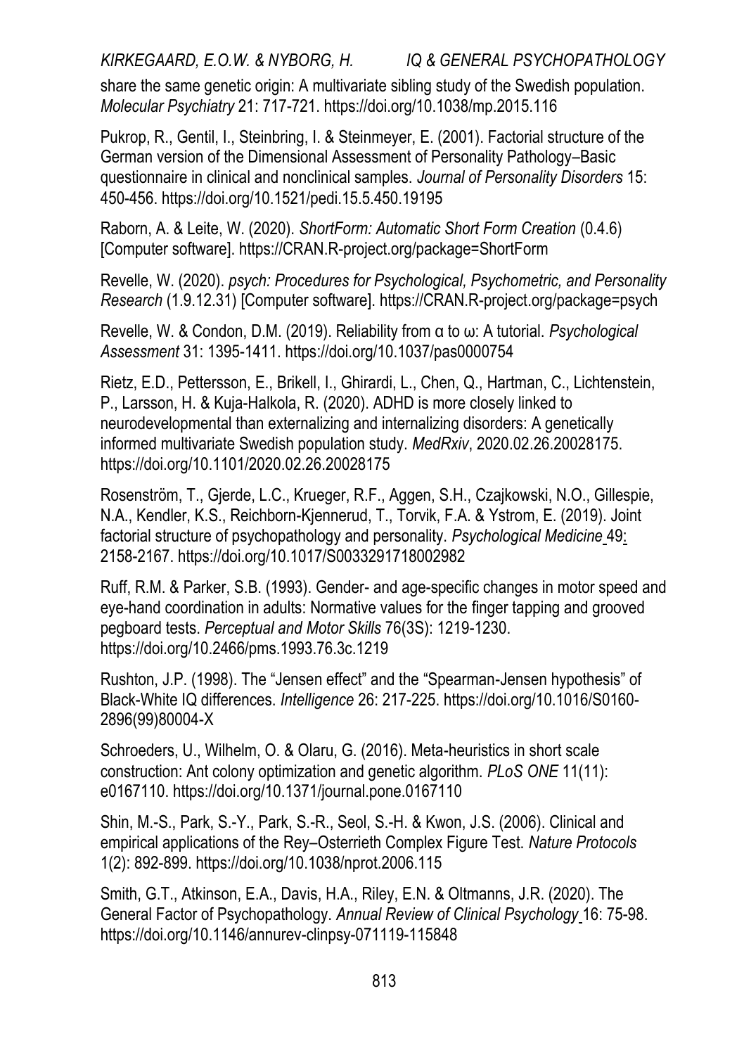share the same genetic origin: A multivariate sibling study of the Swedish population. *Molecular Psychiatry* 21: 717-721. https://doi.org/10.1038/mp.2015.116

Pukrop, R., Gentil, I., Steinbring, I. & Steinmeyer, E. (2001). Factorial structure of the German version of the Dimensional Assessment of Personality Pathology–Basic questionnaire in clinical and nonclinical samples. *Journal of Personality Disorders* 15: 450-456. https://doi.org/10.1521/pedi.15.5.450.19195

Raborn, A. & Leite, W. (2020). *ShortForm: Automatic Short Form Creation* (0.4.6) [Computer software]. https://CRAN.R-project.org/package=ShortForm

Revelle, W. (2020). *psych: Procedures for Psychological, Psychometric, and Personality Research* (1.9.12.31) [Computer software]. https://CRAN.R-project.org/package=psych

Revelle, W. & Condon, D.M. (2019). Reliability from α to ω: A tutorial. *Psychological Assessment* 31: 1395-1411. https://doi.org/10.1037/pas0000754

Rietz, E.D., Pettersson, E., Brikell, I., Ghirardi, L., Chen, Q., Hartman, C., Lichtenstein, P., Larsson, H. & Kuja-Halkola, R. (2020). ADHD is more closely linked to neurodevelopmental than externalizing and internalizing disorders: A genetically informed multivariate Swedish population study. *MedRxiv*, 2020.02.26.20028175. https://doi.org/10.1101/2020.02.26.20028175

Rosenström, T., Gjerde, L.C., Krueger, R.F., Aggen, S.H., Czajkowski, N.O., Gillespie, N.A., Kendler, K.S., Reichborn-Kjennerud, T., Torvik, F.A. & Ystrom, E. (2019). Joint factorial structure of psychopathology and personality. *Psychological Medicine* 49: 2158-2167. https://doi.org/10.1017/S0033291718002982

Ruff, R.M. & Parker, S.B. (1993). Gender- and age-specific changes in motor speed and eye-hand coordination in adults: Normative values for the finger tapping and grooved pegboard tests. *Perceptual and Motor Skills* 76(3S): 1219-1230. https://doi.org/10.2466/pms.1993.76.3c.1219

Rushton, J.P. (1998). The "Jensen effect" and the "Spearman-Jensen hypothesis" of Black-White IQ differences. *Intelligence* 26: 217-225. https://doi.org/10.1016/S0160-2896(99)80004-X

Schroeders, U., Wilhelm, O. & Olaru, G. (2016). Meta-heuristics in short scale construction: Ant colony optimization and genetic algorithm. *PLoS ONE* 11(11): e0167110. https://doi.org/10.1371/journal.pone.0167110

Shin, M.-S., Park, S.-Y., Park, S.-R., Seol, S.-H. & Kwon, J.S. (2006). Clinical and empirical applications of the Rey–Osterrieth Complex Figure Test. *Nature Protocols* 1(2): 892-899. https://doi.org/10.1038/nprot.2006.115

Smith, G.T., Atkinson, E.A., Davis, H.A., Riley, E.N. & Oltmanns, J.R. (2020). The General Factor of Psychopathology. *Annual Review of Clinical Psychology* 16: 75-98. https://doi.org/10.1146/annurev-clinpsy-071119-115848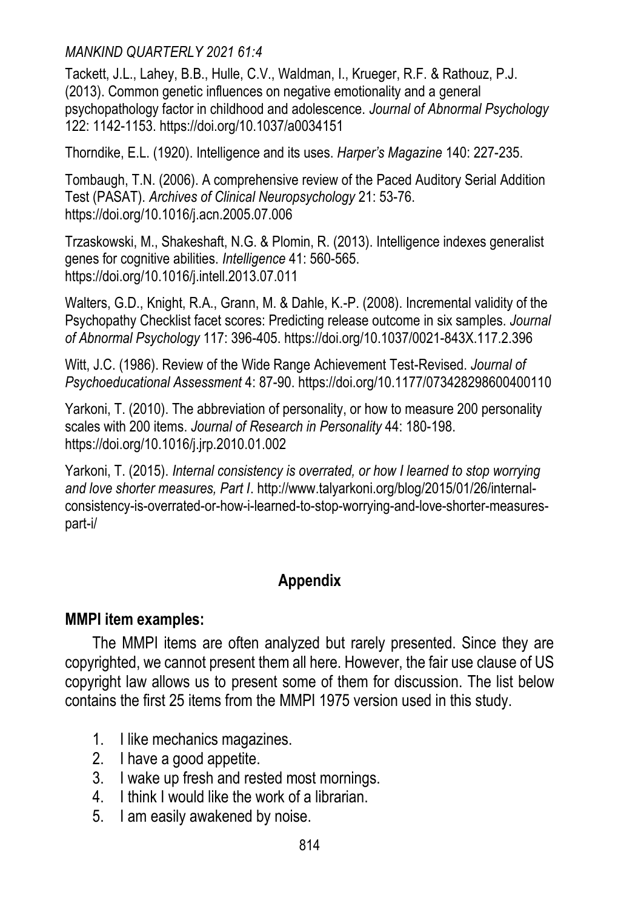Tackett, J.L., Lahey, B.B., Hulle, C.V., Waldman, I., Krueger, R.F. & Rathouz, P.J. (2013). Common genetic influences on negative emotionality and a general psychopathology factor in childhood and adolescence. *Journal of Abnormal Psychology* 122: 1142-1153. https://doi.org/10.1037/a0034151

Thorndike, E.L. (1920). Intelligence and its uses. *Harper's Magazine* 140: 227-235.

Tombaugh, T.N. (2006). A comprehensive review of the Paced Auditory Serial Addition Test (PASAT). *Archives of Clinical Neuropsychology* 21: 53-76. https://doi.org/10.1016/j.acn.2005.07.006

Trzaskowski, M., Shakeshaft, N.G. & Plomin, R. (2013). Intelligence indexes generalist genes for cognitive abilities. *Intelligence* 41: 560-565. https://doi.org/10.1016/j.intell.2013.07.011

Walters, G.D., Knight, R.A., Grann, M. & Dahle, K.-P. (2008). Incremental validity of the Psychopathy Checklist facet scores: Predicting release outcome in six samples. *Journal of Abnormal Psychology* 117: 396-405. https://doi.org/10.1037/0021-843X.117.2.396

Witt, J.C. (1986). Review of the Wide Range Achievement Test-Revised. *Journal of Psychoeducational Assessment* 4: 87-90. https://doi.org/10.1177/073428298600400110

Yarkoni, T. (2010). The abbreviation of personality, or how to measure 200 personality scales with 200 items. *Journal of Research in Personality* 44: 180-198. https://doi.org/10.1016/j.jrp.2010.01.002

Yarkoni, T. (2015). *Internal consistency is overrated, or how I learned to stop worrying and love shorter measures, Part I*. http://www.talyarkoni.org/blog/2015/01/26/internal-consistency-is-overrated-or-how-i-learned-to-stop-worrying-and-love-shorter-measures-part-i/

## Appendix

### MMPI item examples:

The MMPI items are often analyzed but rarely presented. Since they are copyrighted, we cannot present them all here. However, the fair use clause of US copyright law allows us to present some of them for discussion. The list below contains the first 25 items from the MMPI 1975 version used in this study.

1. I like mechanics magazines.
2. I have a good appetite.
3. I wake up fresh and rested most mornings.
4. I think I would like the work of a librarian.
5. I am easily awakened by noise.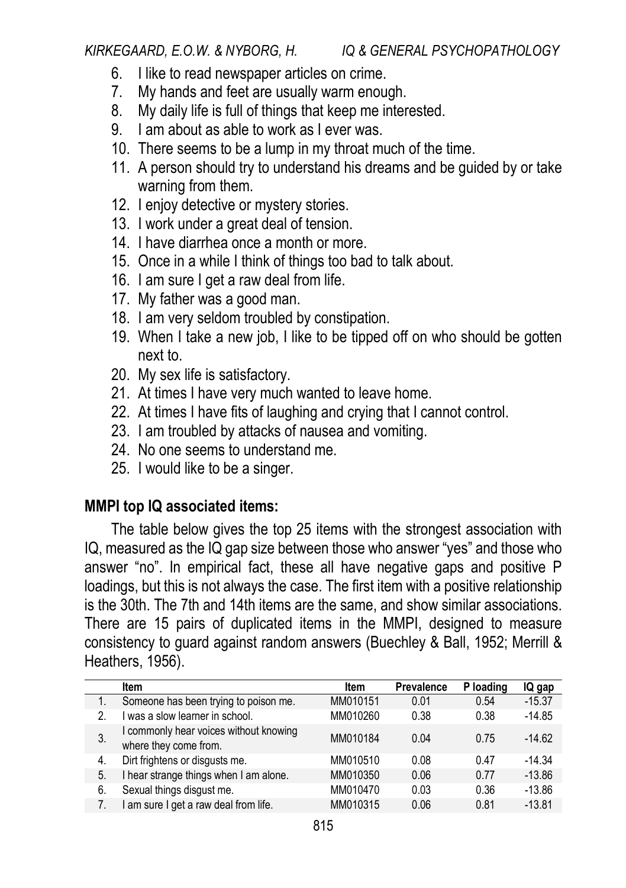6. I like to read newspaper articles on crime.
7. My hands and feet are usually warm enough.
8. My daily life is full of things that keep me interested.
9. I am about as able to work as I ever was.
10. There seems to be a lump in my throat much of the time.
11. A person should try to understand his dreams and be guided by or take warning from them.
12. I enjoy detective or mystery stories.
13. I work under a great deal of tension.
14. I have diarrhea once a month or more.
15. Once in a while I think of things too bad to talk about.
16. I am sure I get a raw deal from life.
17. My father was a good man.
18. I am very seldom troubled by constipation.
19. When I take a new job, I like to be tipped off on who should be gotten next to.
20. My sex life is satisfactory.
21. At times I have very much wanted to leave home.
22. At times I have fits of laughing and crying that I cannot control.
23. I am troubled by attacks of nausea and vomiting.
24. No one seems to understand me.
25. I would like to be a singer.

### MMPI top IQ associated items:

The table below gives the top 25 items with the strongest association with IQ, measured as the IQ gap size between those who answer "yes" and those who answer "no". In empirical fact, these all have negative gaps and positive P loadings, but this is not always the case. The first item with a positive relationship is the 30th. The 7th and 14th items are the same, and show similar associations. There are 15 pairs of duplicated items in the MMPI, designed to measure consistency to guard against random answers (Buechley & Ball, 1952; Merrill & Heathers, 1956).

| | Item | Item | Prevalence | P loading | IQ gap |
|---|---|---|---|---|---|
| 1. | Someone has been trying to poison me. | MM010151 | 0.01 | 0.54 | -15.37 |
| 2. | I was a slow learner in school. | MM010260 | 0.38 | 0.38 | -14.85 |
| 3. | I commonly hear voices without knowing where they come from. | MM010184 | 0.04 | 0.75 | -14.62 |
| 4. | Dirt frightens or disgusts me. | MM010510 | 0.08 | 0.47 | -14.34 |
| 5. | I hear strange things when I am alone. | MM010350 | 0.06 | 0.77 | -13.86 |
| 6. | Sexual things disgust me. | MM010470 | 0.03 | 0.36 | -13.86 |
| 7. | I am sure I get a raw deal from life. | MM010315 | 0.06 | 0.81 | -13.81 |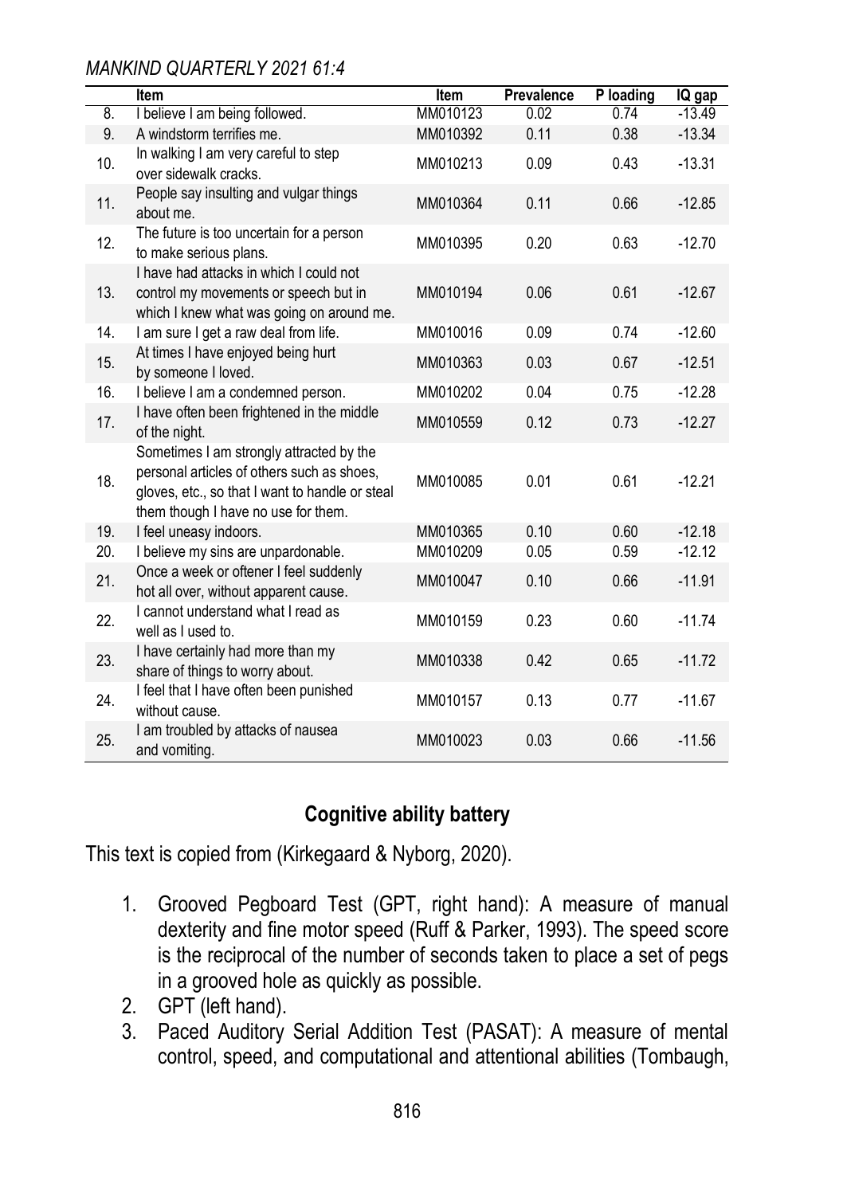|  | Item | Item | Prevalence | P loading | IQ gap |
|---|---|---|---|---|---|
| 8. | I believe I am being followed. | MM010123 | 0.02 | 0.74 | -13.49 |
| 9. | A windstorm terrifies me. | MM010392 | 0.11 | 0.38 | -13.34 |
| 10. | In walking I am very careful to step over sidewalk cracks. | MM010213 | 0.09 | 0.43 | -13.31 |
| 11. | People say insulting and vulgar things about me. | MM010364 | 0.11 | 0.66 | -12.85 |
| 12. | The future is too uncertain for a person to make serious plans. | MM010395 | 0.20 | 0.63 | -12.70 |
| 13. | I have had attacks in which I could not control my movements or speech but in which I knew what was going on around me. | MM010194 | 0.06 | 0.61 | -12.67 |
| 14. | I am sure I get a raw deal from life. | MM010016 | 0.09 | 0.74 | -12.60 |
| 15. | At times I have enjoyed being hurt by someone I loved. | MM010363 | 0.03 | 0.67 | -12.51 |
| 16. | I believe I am a condemned person. | MM010202 | 0.04 | 0.75 | -12.28 |
| 17. | I have often been frightened in the middle of the night. | MM010559 | 0.12 | 0.73 | -12.27 |
| 18. | Sometimes I am strongly attracted by the personal articles of others such as shoes, gloves, etc., so that I want to handle or steal them though I have no use for them. | MM010085 | 0.01 | 0.61 | -12.21 |
| 19. | I feel uneasy indoors. | MM010365 | 0.10 | 0.60 | -12.18 |
| 20. | I believe my sins are unpardonable. | MM010209 | 0.05 | 0.59 | -12.12 |
| 21. | Once a week or oftener I feel suddenly hot all over, without apparent cause. | MM010047 | 0.10 | 0.66 | -11.91 |
| 22. | I cannot understand what I read as well as I used to. | MM010159 | 0.23 | 0.60 | -11.74 |
| 23. | I have certainly had more than my share of things to worry about. | MM010338 | 0.42 | 0.65 | -11.72 |
| 24. | I feel that I have often been punished without cause. | MM010157 | 0.13 | 0.77 | -11.67 |
| 25. | I am troubled by attacks of nausea and vomiting. | MM010023 | 0.03 | 0.66 | -11.56 |

## Cognitive ability battery

This text is copied from (Kirkegaard & Nyborg, 2020).

1. Grooved Pegboard Test (GPT, right hand): A measure of manual dexterity and fine motor speed (Ruff & Parker, 1993). The speed score is the reciprocal of the number of seconds taken to place a set of pegs in a grooved hole as quickly as possible.
2. GPT (left hand).
3. Paced Auditory Serial Addition Test (PASAT): A measure of mental control, speed, and computational and attentional abilities (Tombaugh,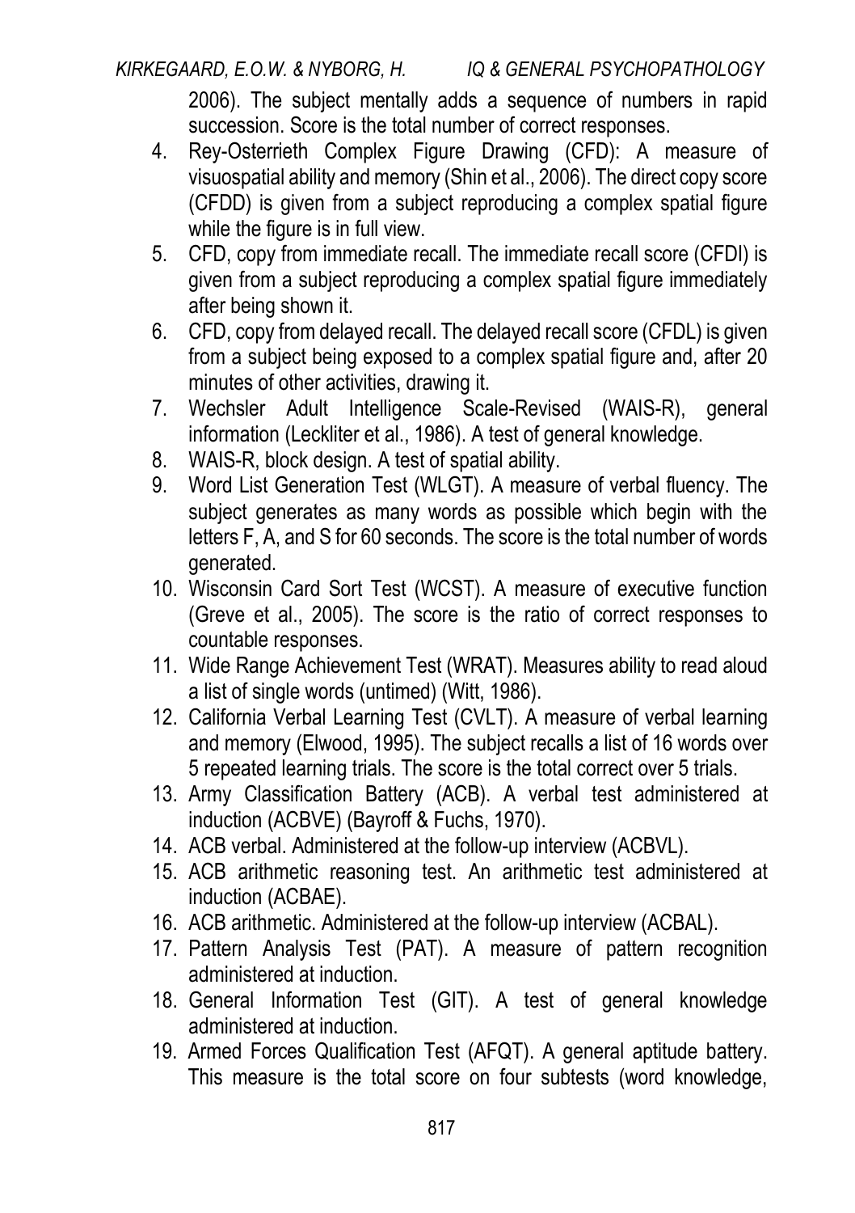2006). The subject mentally adds a sequence of numbers in rapid succession. Score is the total number of correct responses.

4. Rey-Osterrieth Complex Figure Drawing (CFD): A measure of visuospatial ability and memory (Shin et al., 2006). The direct copy score (CFDD) is given from a subject reproducing a complex spatial figure while the figure is in full view.
5. CFD, copy from immediate recall. The immediate recall score (CFDI) is given from a subject reproducing a complex spatial figure immediately after being shown it.
6. CFD, copy from delayed recall. The delayed recall score (CFDL) is given from a subject being exposed to a complex spatial figure and, after 20 minutes of other activities, drawing it.
7. Wechsler Adult Intelligence Scale-Revised (WAIS-R), general information (Leckliter et al., 1986). A test of general knowledge.
8. WAIS-R, block design. A test of spatial ability.
9. Word List Generation Test (WLGT). A measure of verbal fluency. The subject generates as many words as possible which begin with the letters F, A, and S for 60 seconds. The score is the total number of words generated.
10. Wisconsin Card Sort Test (WCST). A measure of executive function (Greve et al., 2005). The score is the ratio of correct responses to countable responses.
11. Wide Range Achievement Test (WRAT). Measures ability to read aloud a list of single words (untimed) (Witt, 1986).
12. California Verbal Learning Test (CVLT). A measure of verbal learning and memory (Elwood, 1995). The subject recalls a list of 16 words over 5 repeated learning trials. The score is the total correct over 5 trials.
13. Army Classification Battery (ACB). A verbal test administered at induction (ACBVE) (Bayroff & Fuchs, 1970).
14. ACB verbal. Administered at the follow-up interview (ACBVL).
15. ACB arithmetic reasoning test. An arithmetic test administered at induction (ACBAE).
16. ACB arithmetic. Administered at the follow-up interview (ACBAL).
17. Pattern Analysis Test (PAT). A measure of pattern recognition administered at induction.
18. General Information Test (GIT). A test of general knowledge administered at induction.
19. Armed Forces Qualification Test (AFQT). A general aptitude battery. This measure is the total score on four subtests (word knowledge,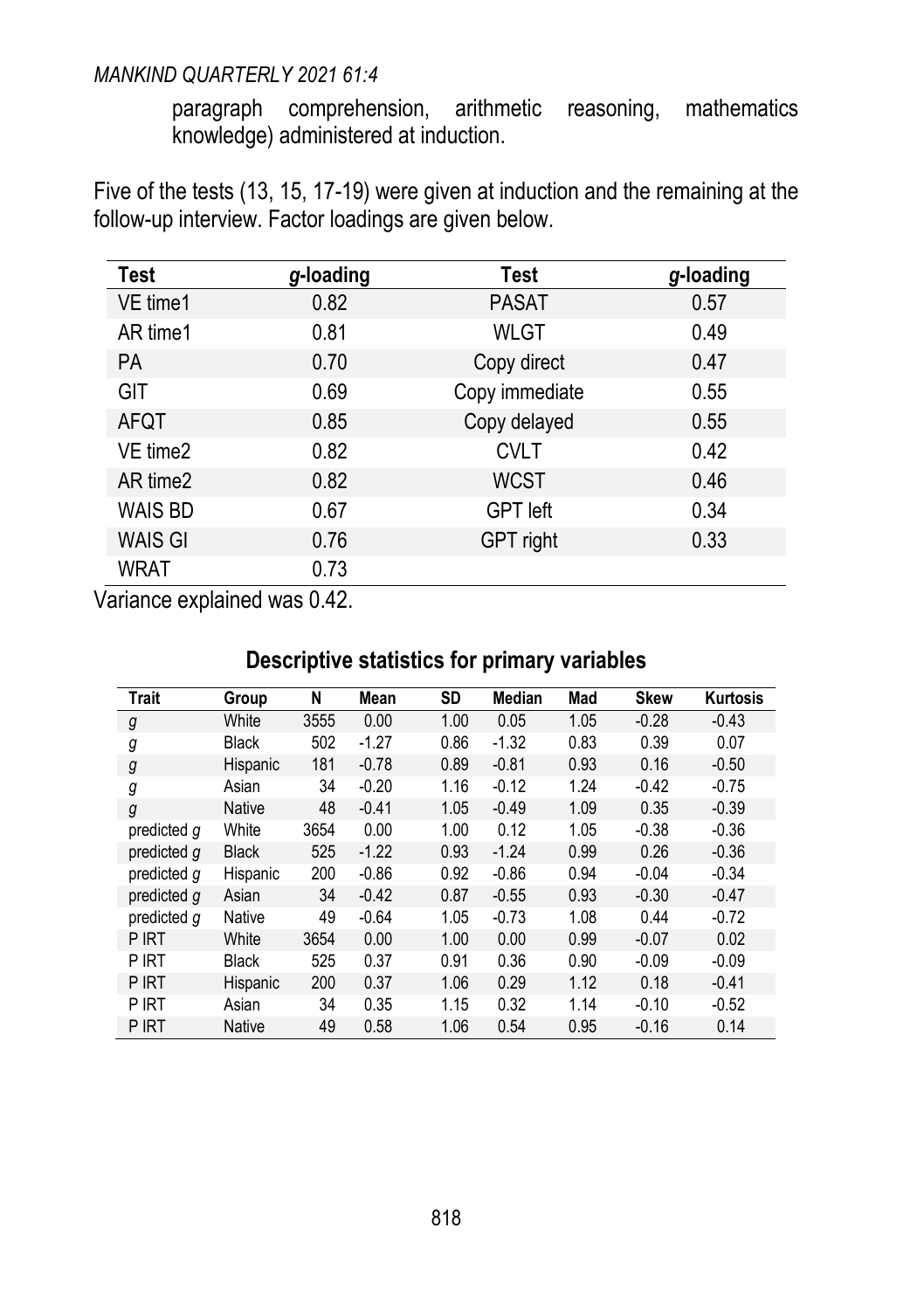paragraph comprehension, arithmetic reasoning, mathematics knowledge) administered at induction.

Five of the tests (13, 15, 17-19) were given at induction and the remaining at the follow-up interview. Factor loadings are given below.

| Test | *g*-loading | Test | *g*-loading |
|---|---|---|---|
| VE time1 | 0.82 | PASAT | 0.57 |
| AR time1 | 0.81 | WLGT | 0.49 |
| PA | 0.70 | Copy direct | 0.47 |
| GIT | 0.69 | Copy immediate | 0.55 |
| AFQT | 0.85 | Copy delayed | 0.55 |
| VE time2 | 0.82 | CVLT | 0.42 |
| AR time2 | 0.82 | WCST | 0.46 |
| WAIS BD | 0.67 | GPT left | 0.34 |
| WAIS GI | 0.76 | GPT right | 0.33 |
| WRAT | 0.73 | | |

Variance explained was 0.42.

### Descriptive statistics for primary variables

| Trait | Group | N | Mean | SD | Median | Mad | Skew | Kurtosis |
|---|---|---|---|---|---|---|---|---|
| *g* | White | 3555 | 0.00 | 1.00 | 0.05 | 1.05 | -0.28 | -0.43 |
| *g* | Black | 502 | -1.27 | 0.86 | -1.32 | 0.83 | 0.39 | 0.07 |
| *g* | Hispanic | 181 | -0.78 | 0.89 | -0.81 | 0.93 | 0.16 | -0.50 |
| *g* | Asian | 34 | -0.20 | 1.16 | -0.12 | 1.24 | -0.42 | -0.75 |
| *g* | Native | 48 | -0.41 | 1.05 | -0.49 | 1.09 | 0.35 | -0.39 |
| predicted *g* | White | 3654 | 0.00 | 1.00 | 0.12 | 1.05 | -0.38 | -0.36 |
| predicted *g* | Black | 525 | -1.22 | 0.93 | -1.24 | 0.99 | 0.26 | -0.36 |
| predicted *g* | Hispanic | 200 | -0.86 | 0.92 | -0.86 | 0.94 | -0.04 | -0.34 |
| predicted *g* | Asian | 34 | -0.42 | 0.87 | -0.55 | 0.93 | -0.30 | -0.47 |
| predicted *g* | Native | 49 | -0.64 | 1.05 | -0.73 | 1.08 | 0.44 | -0.72 |
| P IRT | White | 3654 | 0.00 | 1.00 | 0.00 | 0.99 | -0.07 | 0.02 |
| P IRT | Black | 525 | 0.37 | 0.91 | 0.36 | 0.90 | -0.09 | -0.09 |
| P IRT | Hispanic | 200 | 0.37 | 1.06 | 0.29 | 1.12 | 0.18 | -0.41 |
| P IRT | Asian | 34 | 0.35 | 1.15 | 0.32 | 1.14 | -0.10 | -0.52 |
| P IRT | Native | 49 | 0.58 | 1.06 | 0.54 | 0.95 | -0.16 | 0.14 |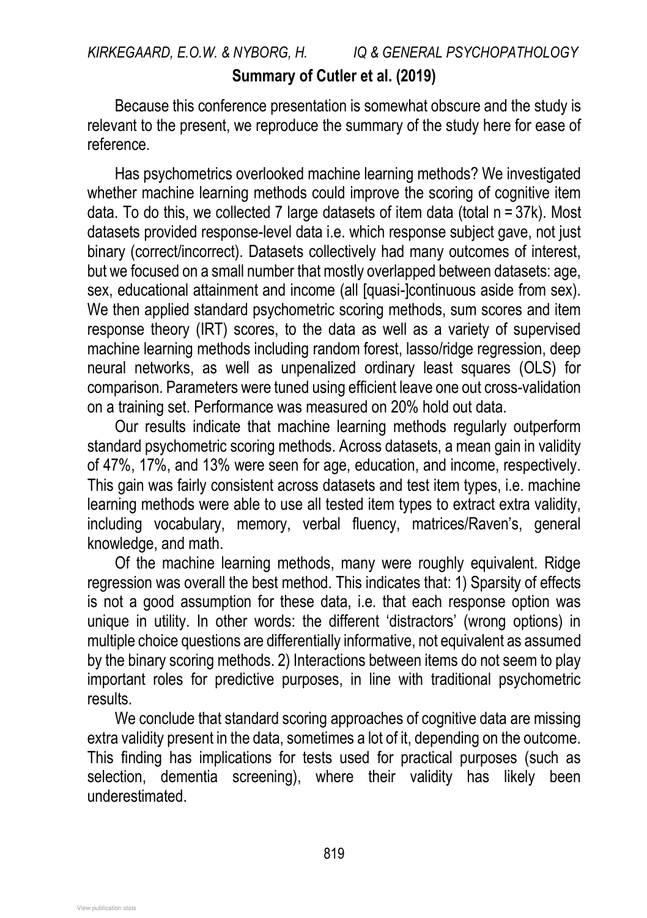## Summary of Cutler et al. (2019)

Because this conference presentation is somewhat obscure and the study is relevant to the present, we reproduce the summary of the study here for ease of reference.

Has psychometrics overlooked machine learning methods? We investigated whether machine learning methods could improve the scoring of cognitive item data. To do this, we collected 7 large datasets of item data (total n = 37k). Most datasets provided response-level data i.e. which response subject gave, not just binary (correct/incorrect). Datasets collectively had many outcomes of interest, but we focused on a small number that mostly overlapped between datasets: age, sex, educational attainment and income (all [quasi-]continuous aside from sex). We then applied standard psychometric scoring methods, sum scores and item response theory (IRT) scores, to the data as well as a variety of supervised machine learning methods including random forest, lasso/ridge regression, deep neural networks, as well as unpenalized ordinary least squares (OLS) for comparison. Parameters were tuned using efficient leave one out cross-validation on a training set. Performance was measured on 20% hold out data.

Our results indicate that machine learning methods regularly outperform standard psychometric scoring methods. Across datasets, a mean gain in validity of 47%, 17%, and 13% were seen for age, education, and income, respectively. This gain was fairly consistent across datasets and test item types, i.e. machine learning methods were able to use all tested item types to extract extra validity, including vocabulary, memory, verbal fluency, matrices/Raven's, general knowledge, and math.

Of the machine learning methods, many were roughly equivalent. Ridge regression was overall the best method. This indicates that: 1) Sparsity of effects is not a good assumption for these data, i.e. that each response option was unique in utility. In other words: the different 'distractors' (wrong options) in multiple choice questions are differentially informative, not equivalent as assumed by the binary scoring methods. 2) Interactions between items do not seem to play important roles for predictive purposes, in line with traditional psychometric results.

We conclude that standard scoring approaches of cognitive data are missing extra validity present in the data, sometimes a lot of it, depending on the outcome. This finding has implications for tests used for practical purposes (such as selection, dementia screening), where their validity has likely been underestimated.